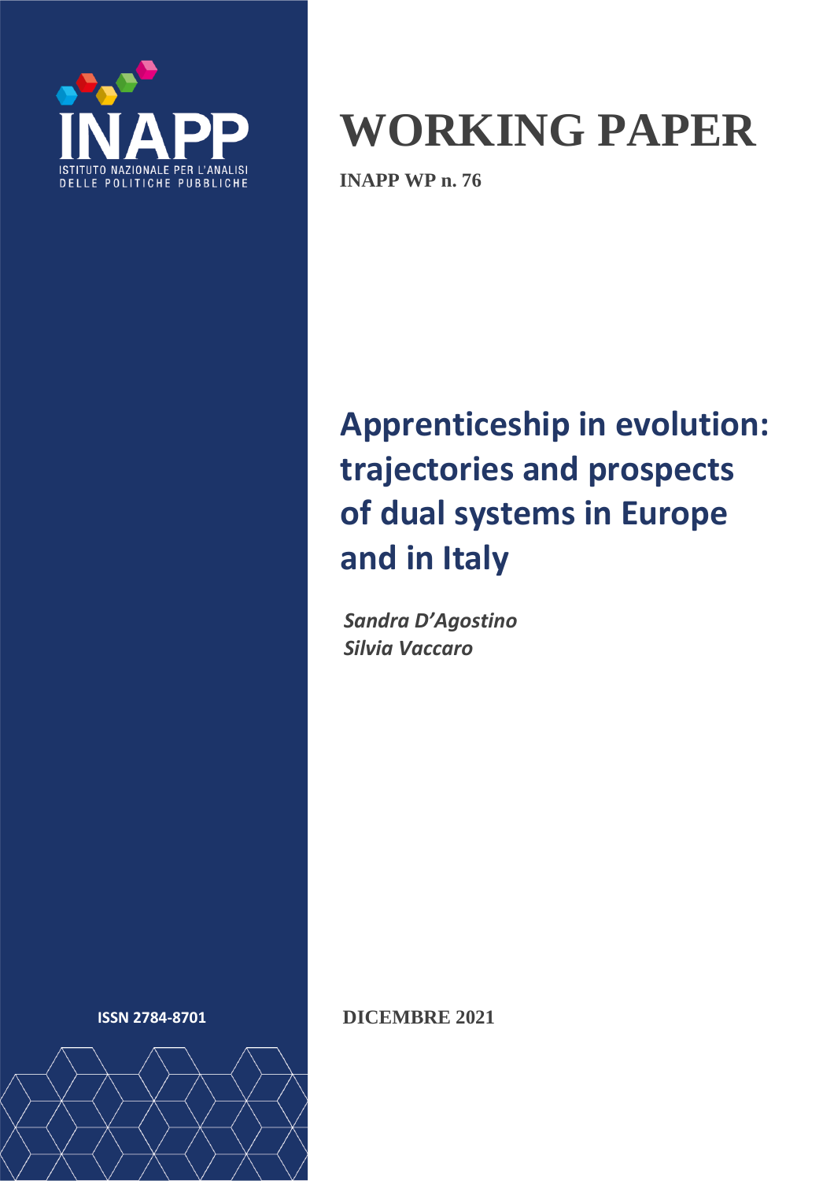INAPP

ISTITUTO NAZIONALE PER L'ANALISI DELLE POLITICHE PUBBLICHE

# WORKING PAPER

**INAPP WP n. 76**

## Apprenticeship in evolution: trajectories and prospects of dual systems in Europe and in Italy

***Sandra D'Agostino***
***Silvia Vaccaro***

**ISSN 2784-8701**

**DICEMBRE 2021**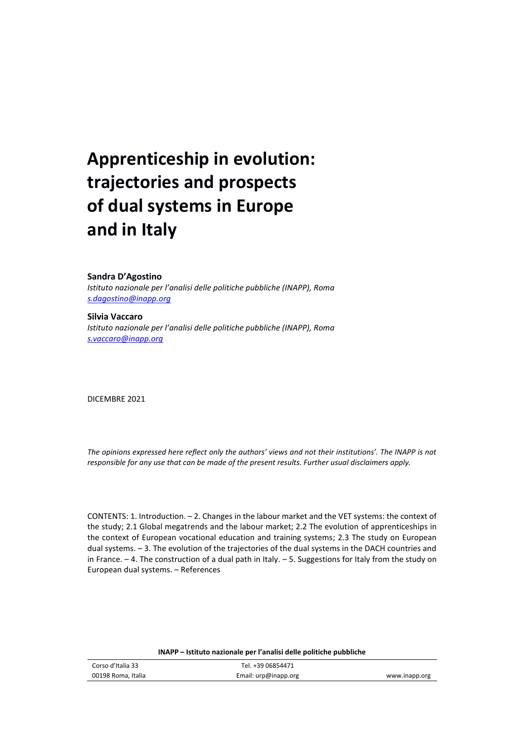# Apprenticeship in evolution: trajectories and prospects of dual systems in Europe and in Italy

**Sandra D'Agostino**

*Istituto nazionale per l'analisi delle politiche pubbliche (INAPP), Roma*

*s.dagostino@inapp.org*

**Silvia Vaccaro**

*Istituto nazionale per l'analisi delle politiche pubbliche (INAPP), Roma*

*s.vaccaro@inapp.org*

DICEMBRE 2021

*The opinions expressed here reflect only the authors' views and not their institutions'. The INAPP is not responsible for any use that can be made of the present results. Further usual disclaimers apply.*

CONTENTS: 1. Introduction. – 2. Changes in the labour market and the VET systems: the context of the study; 2.1 Global megatrends and the labour market; 2.2 The evolution of apprenticeships in the context of European vocational education and training systems; 2.3 The study on European dual systems. – 3. The evolution of the trajectories of the dual systems in the DACH countries and in France. – 4. The construction of a dual path in Italy. – 5. Suggestions for Italy from the study on European dual systems. – References

**INAPP – Istituto nazionale per l'analisi delle politiche pubbliche**

| Corso d'Italia 33 | Tel. +39 06854471 | |
|---|---|---|
| 00198 Roma, Italia | Email: urp@inapp.org | www.inapp.org |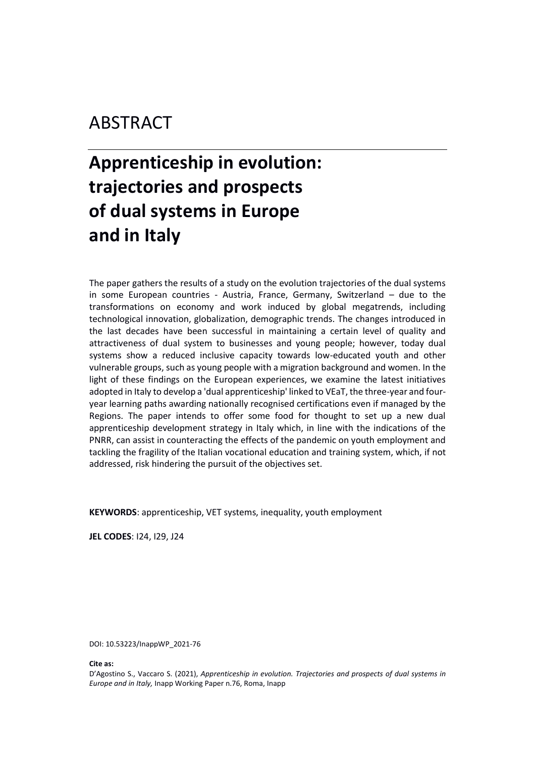# ABSTRACT

## Apprenticeship in evolution: trajectories and prospects of dual systems in Europe and in Italy

The paper gathers the results of a study on the evolution trajectories of the dual systems in some European countries - Austria, France, Germany, Switzerland – due to the transformations on economy and work induced by global megatrends, including technological innovation, globalization, demographic trends. The changes introduced in the last decades have been successful in maintaining a certain level of quality and attractiveness of dual system to businesses and young people; however, today dual systems show a reduced inclusive capacity towards low-educated youth and other vulnerable groups, such as young people with a migration background and women. In the light of these findings on the European experiences, we examine the latest initiatives adopted in Italy to develop a 'dual apprenticeship' linked to VEaT, the three-year and four-year learning paths awarding nationally recognised certifications even if managed by the Regions. The paper intends to offer some food for thought to set up a new dual apprenticeship development strategy in Italy which, in line with the indications of the PNRR, can assist in counteracting the effects of the pandemic on youth employment and tackling the fragility of the Italian vocational education and training system, which, if not addressed, risk hindering the pursuit of the objectives set.

**KEYWORDS**: apprenticeship, VET systems, inequality, youth employment

**JEL CODES**: I24, I29, J24

DOI: 10.53223/InappWP_2021-76

**Cite as:**
D'Agostino S., Vaccaro S. (2021), *Apprenticeship in evolution. Trajectories and prospects of dual systems in Europe and in Italy,* Inapp Working Paper n.76, Roma, Inapp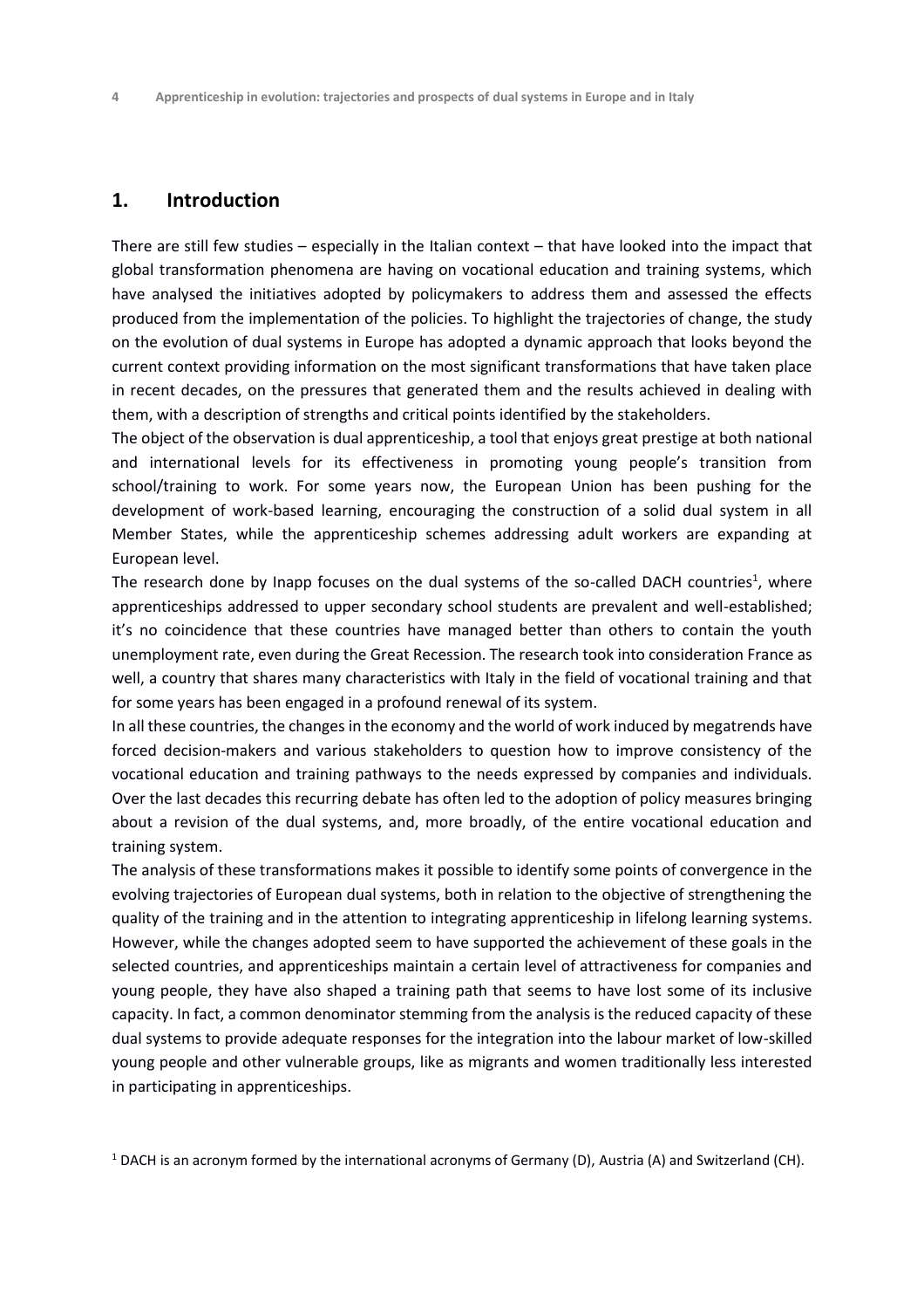## 1. Introduction

There are still few studies – especially in the Italian context – that have looked into the impact that global transformation phenomena are having on vocational education and training systems, which have analysed the initiatives adopted by policymakers to address them and assessed the effects produced from the implementation of the policies. To highlight the trajectories of change, the study on the evolution of dual systems in Europe has adopted a dynamic approach that looks beyond the current context providing information on the most significant transformations that have taken place in recent decades, on the pressures that generated them and the results achieved in dealing with them, with a description of strengths and critical points identified by the stakeholders.

The object of the observation is dual apprenticeship, a tool that enjoys great prestige at both national and international levels for its effectiveness in promoting young people's transition from school/training to work. For some years now, the European Union has been pushing for the development of work-based learning, encouraging the construction of a solid dual system in all Member States, while the apprenticeship schemes addressing adult workers are expanding at European level.

The research done by Inapp focuses on the dual systems of the so-called DACH countries[1], where apprenticeships addressed to upper secondary school students are prevalent and well-established; it's no coincidence that these countries have managed better than others to contain the youth unemployment rate, even during the Great Recession. The research took into consideration France as well, a country that shares many characteristics with Italy in the field of vocational training and that for some years has been engaged in a profound renewal of its system.

In all these countries, the changes in the economy and the world of work induced by megatrends have forced decision-makers and various stakeholders to question how to improve consistency of the vocational education and training pathways to the needs expressed by companies and individuals. Over the last decades this recurring debate has often led to the adoption of policy measures bringing about a revision of the dual systems, and, more broadly, of the entire vocational education and training system.

The analysis of these transformations makes it possible to identify some points of convergence in the evolving trajectories of European dual systems, both in relation to the objective of strengthening the quality of the training and in the attention to integrating apprenticeship in lifelong learning systems. However, while the changes adopted seem to have supported the achievement of these goals in the selected countries, and apprenticeships maintain a certain level of attractiveness for companies and young people, they have also shaped a training path that seems to have lost some of its inclusive capacity. In fact, a common denominator stemming from the analysis is the reduced capacity of these dual systems to provide adequate responses for the integration into the labour market of low-skilled young people and other vulnerable groups, like as migrants and women traditionally less interested in participating in apprenticeships.

[1] DACH is an acronym formed by the international acronyms of Germany (D), Austria (A) and Switzerland (CH).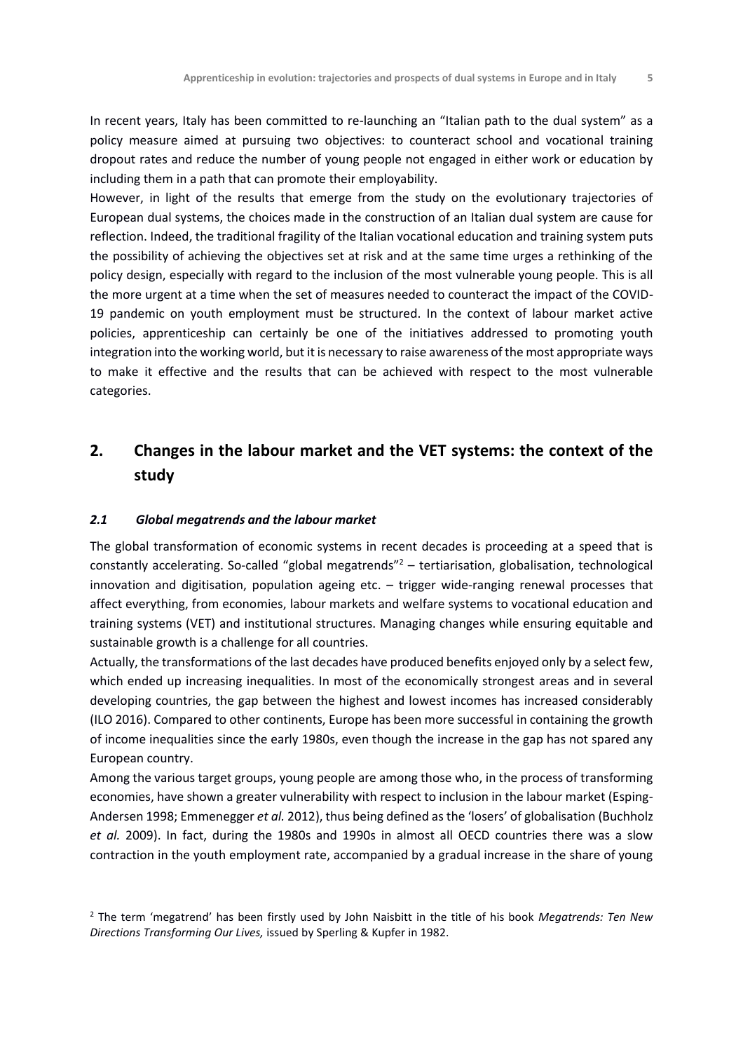In recent years, Italy has been committed to re-launching an "Italian path to the dual system" as a policy measure aimed at pursuing two objectives: to counteract school and vocational training dropout rates and reduce the number of young people not engaged in either work or education by including them in a path that can promote their employability.

However, in light of the results that emerge from the study on the evolutionary trajectories of European dual systems, the choices made in the construction of an Italian dual system are cause for reflection. Indeed, the traditional fragility of the Italian vocational education and training system puts the possibility of achieving the objectives set at risk and at the same time urges a rethinking of the policy design, especially with regard to the inclusion of the most vulnerable young people. This is all the more urgent at a time when the set of measures needed to counteract the impact of the COVID-19 pandemic on youth employment must be structured. In the context of labour market active policies, apprenticeship can certainly be one of the initiatives addressed to promoting youth integration into the working world, but it is necessary to raise awareness of the most appropriate ways to make it effective and the results that can be achieved with respect to the most vulnerable categories.

## 2. Changes in the labour market and the VET systems: the context of the study

### *2.1 Global megatrends and the labour market*

The global transformation of economic systems in recent decades is proceeding at a speed that is constantly accelerating. So-called "global megatrends"[2] – tertiarisation, globalisation, technological innovation and digitisation, population ageing etc. – trigger wide-ranging renewal processes that affect everything, from economies, labour markets and welfare systems to vocational education and training systems (VET) and institutional structures. Managing changes while ensuring equitable and sustainable growth is a challenge for all countries.

Actually, the transformations of the last decades have produced benefits enjoyed only by a select few, which ended up increasing inequalities. In most of the economically strongest areas and in several developing countries, the gap between the highest and lowest incomes has increased considerably (ILO 2016). Compared to other continents, Europe has been more successful in containing the growth of income inequalities since the early 1980s, even though the increase in the gap has not spared any European country.

Among the various target groups, young people are among those who, in the process of transforming economies, have shown a greater vulnerability with respect to inclusion in the labour market (Esping-Andersen 1998; Emmenegger *et al.* 2012), thus being defined as the 'losers' of globalisation (Buchholz *et al.* 2009). In fact, during the 1980s and 1990s in almost all OECD countries there was a slow contraction in the youth employment rate, accompanied by a gradual increase in the share of young

[2] The term 'megatrend' has been firstly used by John Naisbitt in the title of his book *Megatrends: Ten New Directions Transforming Our Lives,* issued by Sperling & Kupfer in 1982.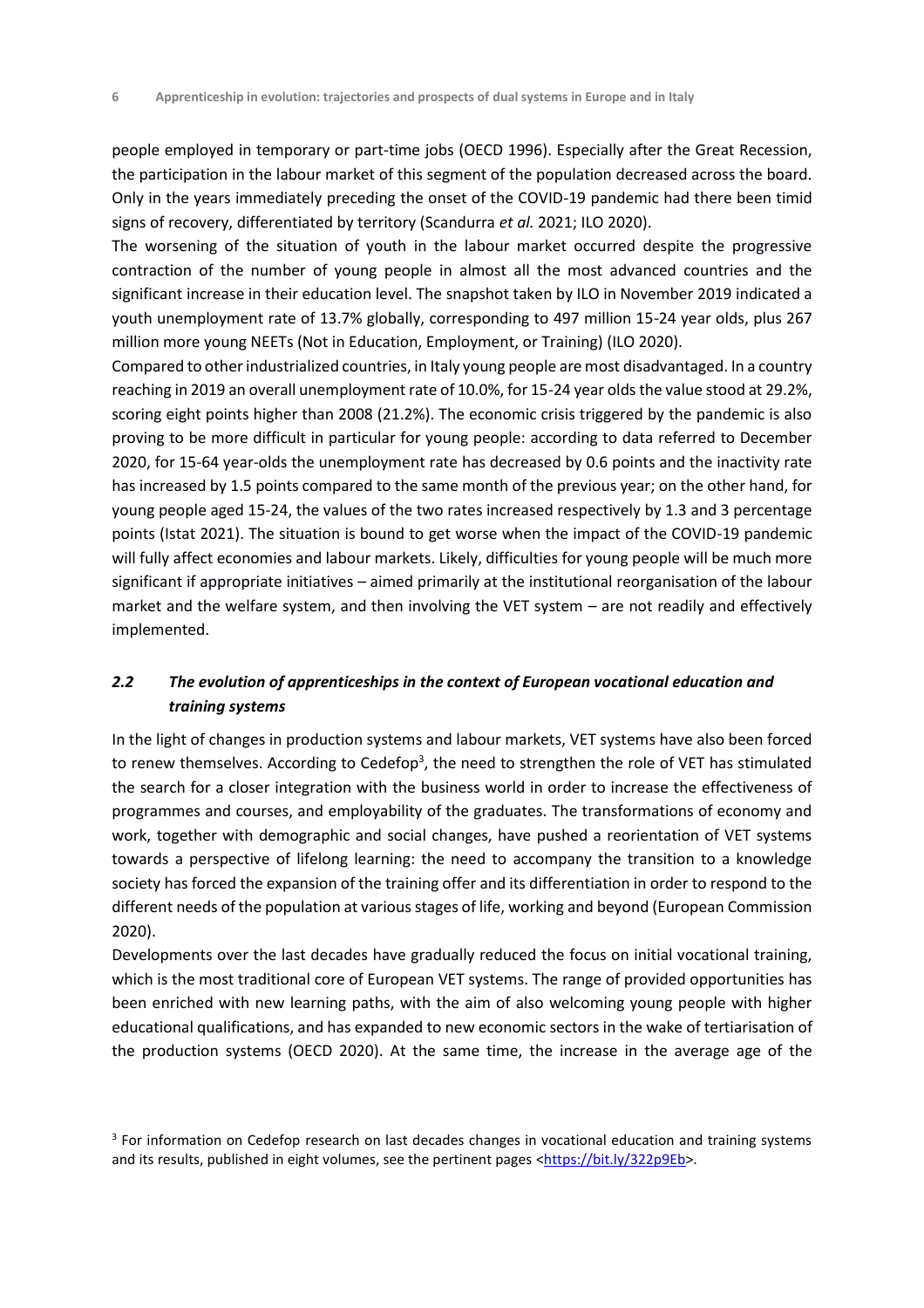people employed in temporary or part-time jobs (OECD 1996). Especially after the Great Recession, the participation in the labour market of this segment of the population decreased across the board. Only in the years immediately preceding the onset of the COVID-19 pandemic had there been timid signs of recovery, differentiated by territory (Scandurra *et al.* 2021; ILO 2020).

The worsening of the situation of youth in the labour market occurred despite the progressive contraction of the number of young people in almost all the most advanced countries and the significant increase in their education level. The snapshot taken by ILO in November 2019 indicated a youth unemployment rate of 13.7% globally, corresponding to 497 million 15-24 year olds, plus 267 million more young NEETs (Not in Education, Employment, or Training) (ILO 2020).

Compared to other industrialized countries, in Italy young people are most disadvantaged. In a country reaching in 2019 an overall unemployment rate of 10.0%, for 15-24 year olds the value stood at 29.2%, scoring eight points higher than 2008 (21.2%). The economic crisis triggered by the pandemic is also proving to be more difficult in particular for young people: according to data referred to December 2020, for 15-64 year-olds the unemployment rate has decreased by 0.6 points and the inactivity rate has increased by 1.5 points compared to the same month of the previous year; on the other hand, for young people aged 15-24, the values of the two rates increased respectively by 1.3 and 3 percentage points (Istat 2021). The situation is bound to get worse when the impact of the COVID-19 pandemic will fully affect economies and labour markets. Likely, difficulties for young people will be much more significant if appropriate initiatives – aimed primarily at the institutional reorganisation of the labour market and the welfare system, and then involving the VET system – are not readily and effectively implemented.

## *2.2 The evolution of apprenticeships in the context of European vocational education and training systems*

In the light of changes in production systems and labour markets, VET systems have also been forced to renew themselves. According to Cedefop[3], the need to strengthen the role of VET has stimulated the search for a closer integration with the business world in order to increase the effectiveness of programmes and courses, and employability of the graduates. The transformations of economy and work, together with demographic and social changes, have pushed a reorientation of VET systems towards a perspective of lifelong learning: the need to accompany the transition to a knowledge society has forced the expansion of the training offer and its differentiation in order to respond to the different needs of the population at various stages of life, working and beyond (European Commission 2020).

Developments over the last decades have gradually reduced the focus on initial vocational training, which is the most traditional core of European VET systems. The range of provided opportunities has been enriched with new learning paths, with the aim of also welcoming young people with higher educational qualifications, and has expanded to new economic sectors in the wake of tertiarisation of the production systems (OECD 2020). At the same time, the increase in the average age of the

[3] For information on Cedefop research on last decades changes in vocational education and training systems and its results, published in eight volumes, see the pertinent pages <https://bit.ly/322p9Eb>.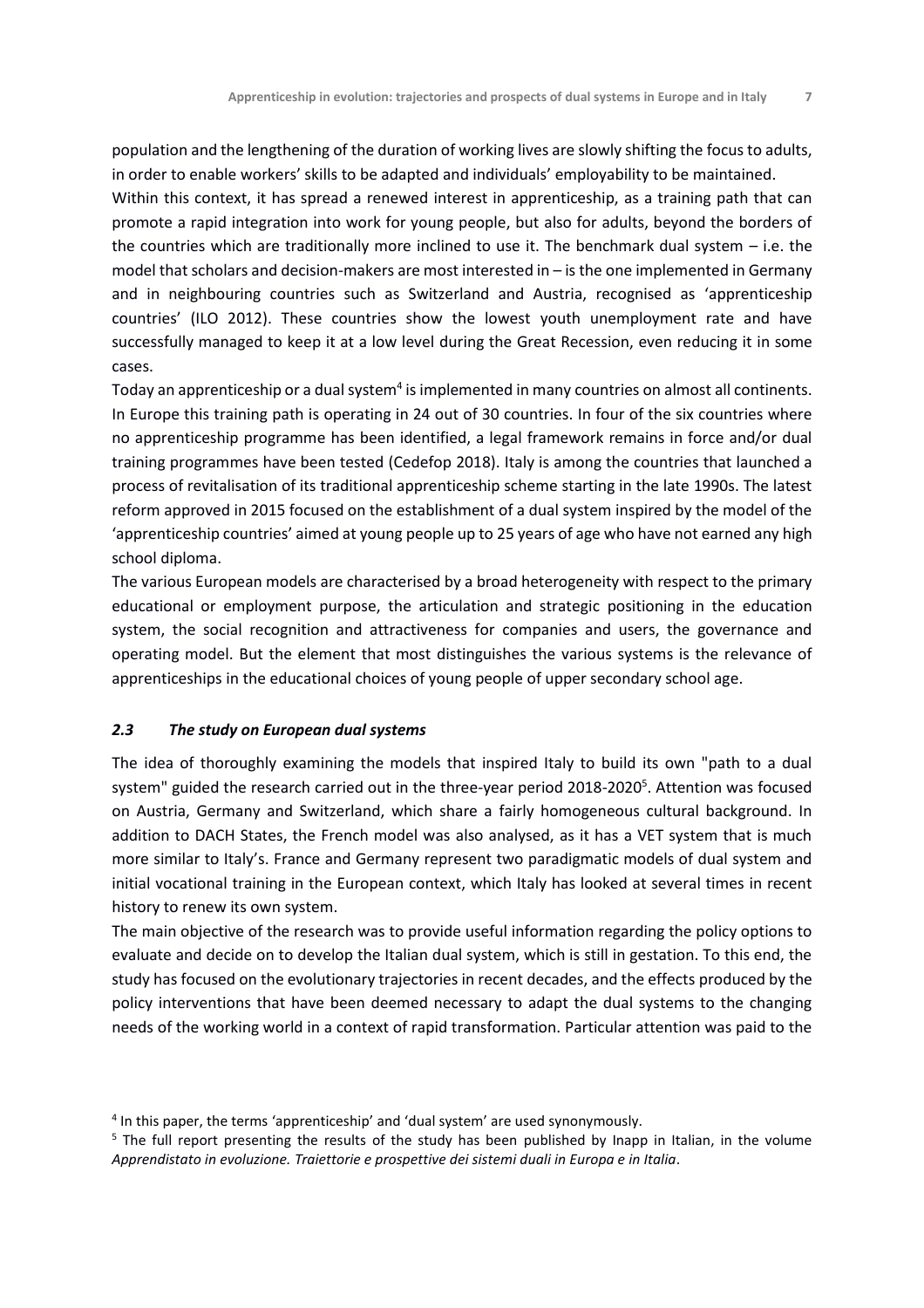population and the lengthening of the duration of working lives are slowly shifting the focus to adults, in order to enable workers' skills to be adapted and individuals' employability to be maintained.

Within this context, it has spread a renewed interest in apprenticeship, as a training path that can promote a rapid integration into work for young people, but also for adults, beyond the borders of the countries which are traditionally more inclined to use it. The benchmark dual system – i.e. the model that scholars and decision-makers are most interested in – is the one implemented in Germany and in neighbouring countries such as Switzerland and Austria, recognised as 'apprenticeship countries' (ILO 2012). These countries show the lowest youth unemployment rate and have successfully managed to keep it at a low level during the Great Recession, even reducing it in some cases.

Today an apprenticeship or a dual system[4] is implemented in many countries on almost all continents. In Europe this training path is operating in 24 out of 30 countries. In four of the six countries where no apprenticeship programme has been identified, a legal framework remains in force and/or dual training programmes have been tested (Cedefop 2018). Italy is among the countries that launched a process of revitalisation of its traditional apprenticeship scheme starting in the late 1990s. The latest reform approved in 2015 focused on the establishment of a dual system inspired by the model of the 'apprenticeship countries' aimed at young people up to 25 years of age who have not earned any high school diploma.

The various European models are characterised by a broad heterogeneity with respect to the primary educational or employment purpose, the articulation and strategic positioning in the education system, the social recognition and attractiveness for companies and users, the governance and operating model. But the element that most distinguishes the various systems is the relevance of apprenticeships in the educational choices of young people of upper secondary school age.

### *2.3 The study on European dual systems*

The idea of thoroughly examining the models that inspired Italy to build its own "path to a dual system" guided the research carried out in the three-year period 2018-2020[5]. Attention was focused on Austria, Germany and Switzerland, which share a fairly homogeneous cultural background. In addition to DACH States, the French model was also analysed, as it has a VET system that is much more similar to Italy's. France and Germany represent two paradigmatic models of dual system and initial vocational training in the European context, which Italy has looked at several times in recent history to renew its own system.

The main objective of the research was to provide useful information regarding the policy options to evaluate and decide on to develop the Italian dual system, which is still in gestation. To this end, the study has focused on the evolutionary trajectories in recent decades, and the effects produced by the policy interventions that have been deemed necessary to adapt the dual systems to the changing needs of the working world in a context of rapid transformation. Particular attention was paid to the

---

[4] In this paper, the terms 'apprenticeship' and 'dual system' are used synonymously.

[5] The full report presenting the results of the study has been published by Inapp in Italian, in the volume *Apprendistato in evoluzione. Traiettorie e prospettive dei sistemi duali in Europa e in Italia*.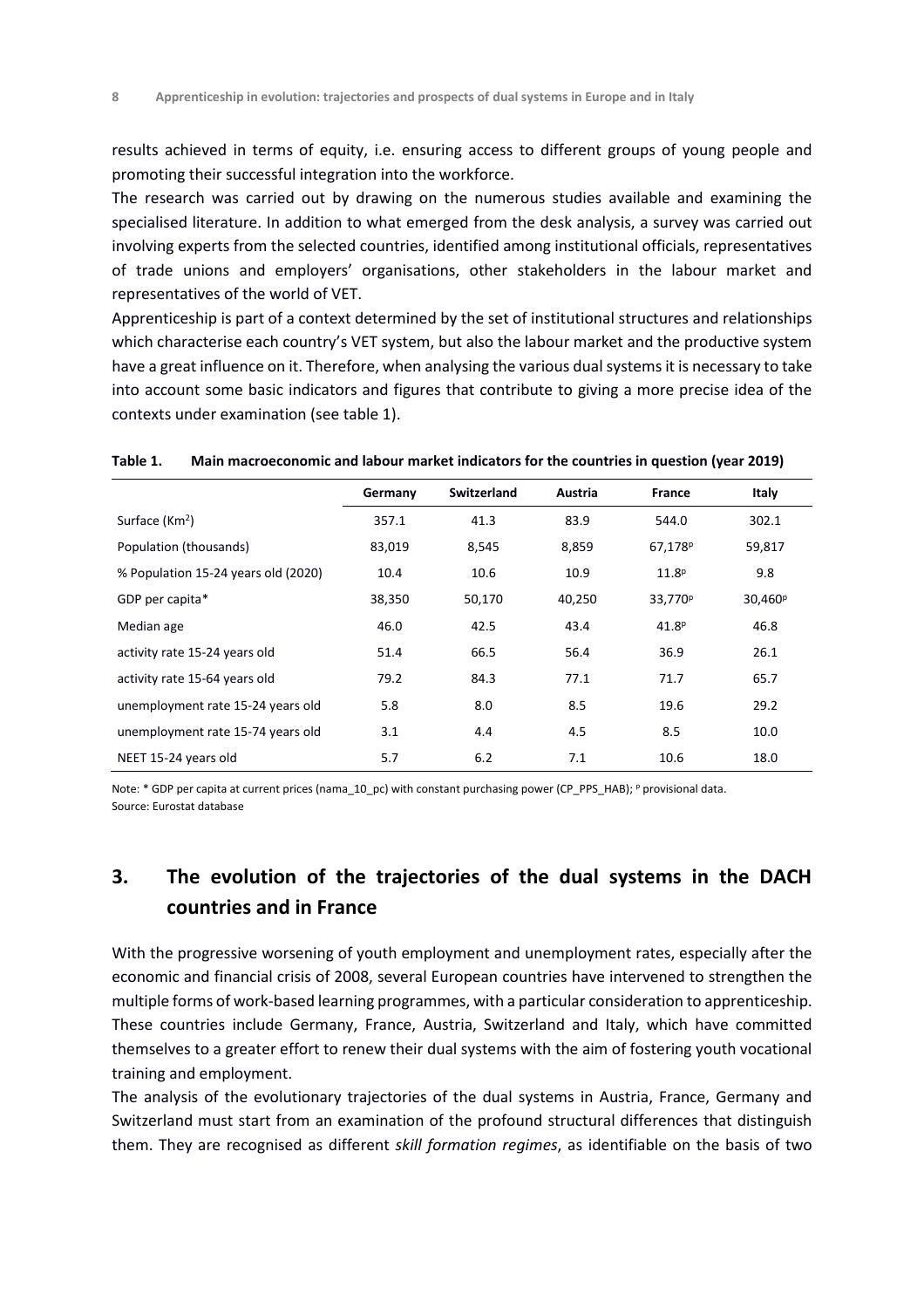results achieved in terms of equity, i.e. ensuring access to different groups of young people and promoting their successful integration into the workforce.

The research was carried out by drawing on the numerous studies available and examining the specialised literature. In addition to what emerged from the desk analysis, a survey was carried out involving experts from the selected countries, identified among institutional officials, representatives of trade unions and employers' organisations, other stakeholders in the labour market and representatives of the world of VET.

Apprenticeship is part of a context determined by the set of institutional structures and relationships which characterise each country's VET system, but also the labour market and the productive system have a great influence on it. Therefore, when analysing the various dual systems it is necessary to take into account some basic indicators and figures that contribute to giving a more precise idea of the contexts under examination (see table 1).

**Table 1. Main macroeconomic and labour market indicators for the countries in question (year 2019)**

| | Germany | Switzerland | Austria | France | Italy |
|---|---|---|---|---|---|
| Surface (Km$^2$) | 357.1 | 41.3 | 83.9 | 544.0 | 302.1 |
| Population (thousands) | 83,019 | 8,545 | 8,859 | 67,178$^p$ | 59,817 |
| % Population 15-24 years old (2020) | 10.4 | 10.6 | 10.9 | 11.8$^p$ | 9.8 |
| GDP per capita* | 38,350 | 50,170 | 40,250 | 33,770$^p$ | 30,460$^p$ |
| Median age | 46.0 | 42.5 | 43.4 | 41.8$^p$ | 46.8 |
| activity rate 15-24 years old | 51.4 | 66.5 | 56.4 | 36.9 | 26.1 |
| activity rate 15-64 years old | 79.2 | 84.3 | 77.1 | 71.7 | 65.7 |
| unemployment rate 15-24 years old | 5.8 | 8.0 | 8.5 | 19.6 | 29.2 |
| unemployment rate 15-74 years old | 3.1 | 4.4 | 4.5 | 8.5 | 10.0 |
| NEET 15-24 years old | 5.7 | 6.2 | 7.1 | 10.6 | 18.0 |

Note: * GDP per capita at current prices (nama_10_pc) with constant purchasing power (CP_PPS_HAB); $^p$ provisional data.
Source: Eurostat database

## 3. The evolution of the trajectories of the dual systems in the DACH countries and in France

With the progressive worsening of youth employment and unemployment rates, especially after the economic and financial crisis of 2008, several European countries have intervened to strengthen the multiple forms of work-based learning programmes, with a particular consideration to apprenticeship. These countries include Germany, France, Austria, Switzerland and Italy, which have committed themselves to a greater effort to renew their dual systems with the aim of fostering youth vocational training and employment.

The analysis of the evolutionary trajectories of the dual systems in Austria, France, Germany and Switzerland must start from an examination of the profound structural differences that distinguish them. They are recognised as different *skill formation regimes*, as identifiable on the basis of two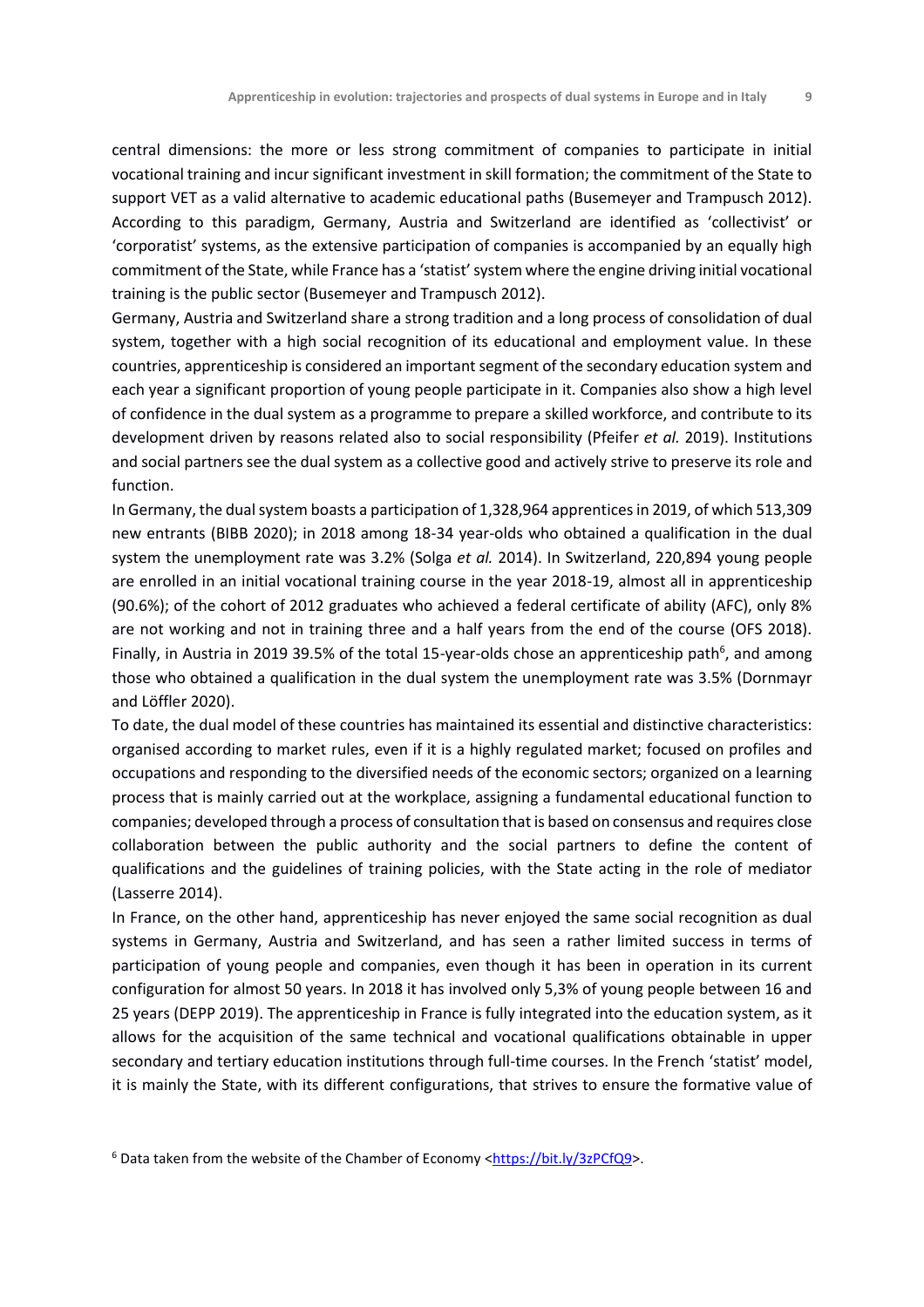central dimensions: the more or less strong commitment of companies to participate in initial vocational training and incur significant investment in skill formation; the commitment of the State to support VET as a valid alternative to academic educational paths (Busemeyer and Trampusch 2012). According to this paradigm, Germany, Austria and Switzerland are identified as 'collectivist' or 'corporatist' systems, as the extensive participation of companies is accompanied by an equally high commitment of the State, while France has a 'statist' system where the engine driving initial vocational training is the public sector (Busemeyer and Trampusch 2012).

Germany, Austria and Switzerland share a strong tradition and a long process of consolidation of dual system, together with a high social recognition of its educational and employment value. In these countries, apprenticeship is considered an important segment of the secondary education system and each year a significant proportion of young people participate in it. Companies also show a high level of confidence in the dual system as a programme to prepare a skilled workforce, and contribute to its development driven by reasons related also to social responsibility (Pfeifer *et al.* 2019). Institutions and social partners see the dual system as a collective good and actively strive to preserve its role and function.

In Germany, the dual system boasts a participation of 1,328,964 apprentices in 2019, of which 513,309 new entrants (BIBB 2020); in 2018 among 18-34 year-olds who obtained a qualification in the dual system the unemployment rate was 3.2% (Solga *et al.* 2014). In Switzerland, 220,894 young people are enrolled in an initial vocational training course in the year 2018-19, almost all in apprenticeship (90.6%); of the cohort of 2012 graduates who achieved a federal certificate of ability (AFC), only 8% are not working and not in training three and a half years from the end of the course (OFS 2018). Finally, in Austria in 2019 39.5% of the total 15-year-olds chose an apprenticeship path[6], and among those who obtained a qualification in the dual system the unemployment rate was 3.5% (Dornmayr and Löffler 2020).

To date, the dual model of these countries has maintained its essential and distinctive characteristics: organised according to market rules, even if it is a highly regulated market; focused on profiles and occupations and responding to the diversified needs of the economic sectors; organized on a learning process that is mainly carried out at the workplace, assigning a fundamental educational function to companies; developed through a process of consultation that is based on consensus and requires close collaboration between the public authority and the social partners to define the content of qualifications and the guidelines of training policies, with the State acting in the role of mediator (Lasserre 2014).

In France, on the other hand, apprenticeship has never enjoyed the same social recognition as dual systems in Germany, Austria and Switzerland, and has seen a rather limited success in terms of participation of young people and companies, even though it has been in operation in its current configuration for almost 50 years. In 2018 it has involved only 5,3% of young people between 16 and 25 years (DEPP 2019). The apprenticeship in France is fully integrated into the education system, as it allows for the acquisition of the same technical and vocational qualifications obtainable in upper secondary and tertiary education institutions through full-time courses. In the French 'statist' model, it is mainly the State, with its different configurations, that strives to ensure the formative value of

[6] Data taken from the website of the Chamber of Economy <https://bit.ly/3zPCfQ9>.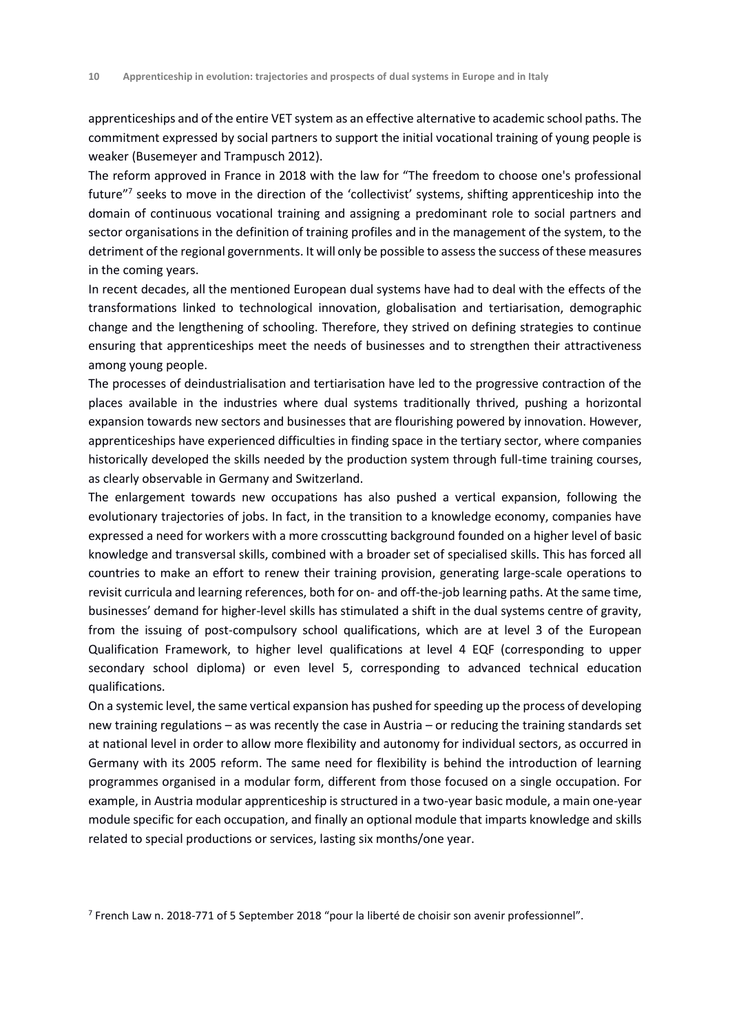apprenticeships and of the entire VET system as an effective alternative to academic school paths. The commitment expressed by social partners to support the initial vocational training of young people is weaker (Busemeyer and Trampusch 2012).

The reform approved in France in 2018 with the law for "The freedom to choose one's professional future"[7] seeks to move in the direction of the 'collectivist' systems, shifting apprenticeship into the domain of continuous vocational training and assigning a predominant role to social partners and sector organisations in the definition of training profiles and in the management of the system, to the detriment of the regional governments. It will only be possible to assess the success of these measures in the coming years.

In recent decades, all the mentioned European dual systems have had to deal with the effects of the transformations linked to technological innovation, globalisation and tertiarisation, demographic change and the lengthening of schooling. Therefore, they strived on defining strategies to continue ensuring that apprenticeships meet the needs of businesses and to strengthen their attractiveness among young people.

The processes of deindustrialisation and tertiarisation have led to the progressive contraction of the places available in the industries where dual systems traditionally thrived, pushing a horizontal expansion towards new sectors and businesses that are flourishing powered by innovation. However, apprenticeships have experienced difficulties in finding space in the tertiary sector, where companies historically developed the skills needed by the production system through full-time training courses, as clearly observable in Germany and Switzerland.

The enlargement towards new occupations has also pushed a vertical expansion, following the evolutionary trajectories of jobs. In fact, in the transition to a knowledge economy, companies have expressed a need for workers with a more crosscutting background founded on a higher level of basic knowledge and transversal skills, combined with a broader set of specialised skills. This has forced all countries to make an effort to renew their training provision, generating large-scale operations to revisit curricula and learning references, both for on- and off-the-job learning paths. At the same time, businesses' demand for higher-level skills has stimulated a shift in the dual systems centre of gravity, from the issuing of post-compulsory school qualifications, which are at level 3 of the European Qualification Framework, to higher level qualifications at level 4 EQF (corresponding to upper secondary school diploma) or even level 5, corresponding to advanced technical education qualifications.

On a systemic level, the same vertical expansion has pushed for speeding up the process of developing new training regulations – as was recently the case in Austria – or reducing the training standards set at national level in order to allow more flexibility and autonomy for individual sectors, as occurred in Germany with its 2005 reform. The same need for flexibility is behind the introduction of learning programmes organised in a modular form, different from those focused on a single occupation. For example, in Austria modular apprenticeship is structured in a two-year basic module, a main one-year module specific for each occupation, and finally an optional module that imparts knowledge and skills related to special productions or services, lasting six months/one year.

[7] French Law n. 2018-771 of 5 September 2018 "pour la liberté de choisir son avenir professionnel".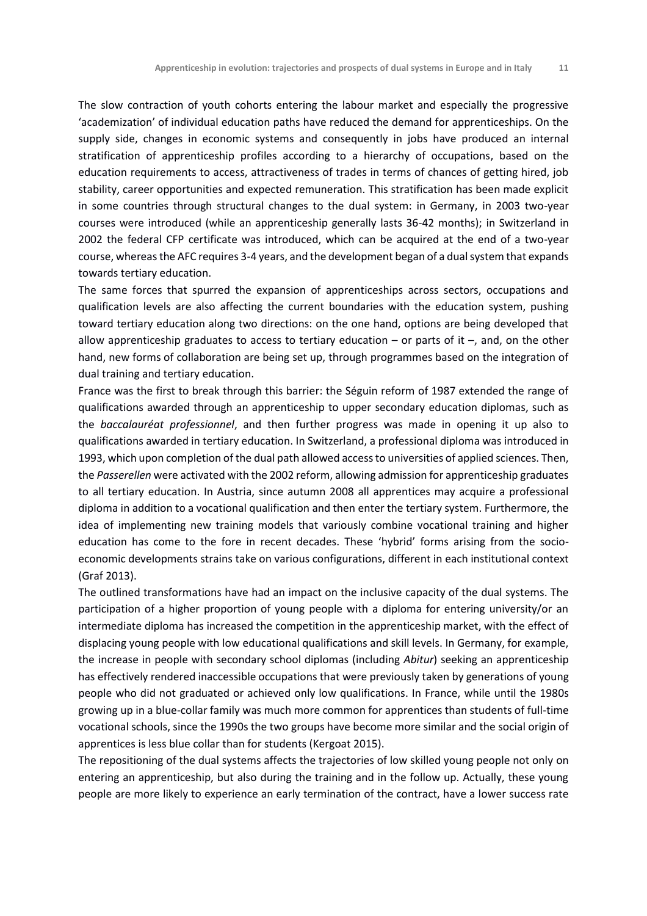The slow contraction of youth cohorts entering the labour market and especially the progressive 'academization' of individual education paths have reduced the demand for apprenticeships. On the supply side, changes in economic systems and consequently in jobs have produced an internal stratification of apprenticeship profiles according to a hierarchy of occupations, based on the education requirements to access, attractiveness of trades in terms of chances of getting hired, job stability, career opportunities and expected remuneration. This stratification has been made explicit in some countries through structural changes to the dual system: in Germany, in 2003 two-year courses were introduced (while an apprenticeship generally lasts 36-42 months); in Switzerland in 2002 the federal CFP certificate was introduced, which can be acquired at the end of a two-year course, whereas the AFC requires 3-4 years, and the development began of a dual system that expands towards tertiary education.

The same forces that spurred the expansion of apprenticeships across sectors, occupations and qualification levels are also affecting the current boundaries with the education system, pushing toward tertiary education along two directions: on the one hand, options are being developed that allow apprenticeship graduates to access to tertiary education – or parts of it –, and, on the other hand, new forms of collaboration are being set up, through programmes based on the integration of dual training and tertiary education.

France was the first to break through this barrier: the Séguin reform of 1987 extended the range of qualifications awarded through an apprenticeship to upper secondary education diplomas, such as the *baccalauréat professionnel*, and then further progress was made in opening it up also to qualifications awarded in tertiary education. In Switzerland, a professional diploma was introduced in 1993, which upon completion of the dual path allowed access to universities of applied sciences. Then, the *Passerellen* were activated with the 2002 reform, allowing admission for apprenticeship graduates to all tertiary education. In Austria, since autumn 2008 all apprentices may acquire a professional diploma in addition to a vocational qualification and then enter the tertiary system. Furthermore, the idea of implementing new training models that variously combine vocational training and higher education has come to the fore in recent decades. These 'hybrid' forms arising from the socio-economic developments strains take on various configurations, different in each institutional context (Graf 2013).

The outlined transformations have had an impact on the inclusive capacity of the dual systems. The participation of a higher proportion of young people with a diploma for entering university/or an intermediate diploma has increased the competition in the apprenticeship market, with the effect of displacing young people with low educational qualifications and skill levels. In Germany, for example, the increase in people with secondary school diplomas (including *Abitur*) seeking an apprenticeship has effectively rendered inaccessible occupations that were previously taken by generations of young people who did not graduated or achieved only low qualifications. In France, while until the 1980s growing up in a blue-collar family was much more common for apprentices than students of full-time vocational schools, since the 1990s the two groups have become more similar and the social origin of apprentices is less blue collar than for students (Kergoat 2015).

The repositioning of the dual systems affects the trajectories of low skilled young people not only on entering an apprenticeship, but also during the training and in the follow up. Actually, these young people are more likely to experience an early termination of the contract, have a lower success rate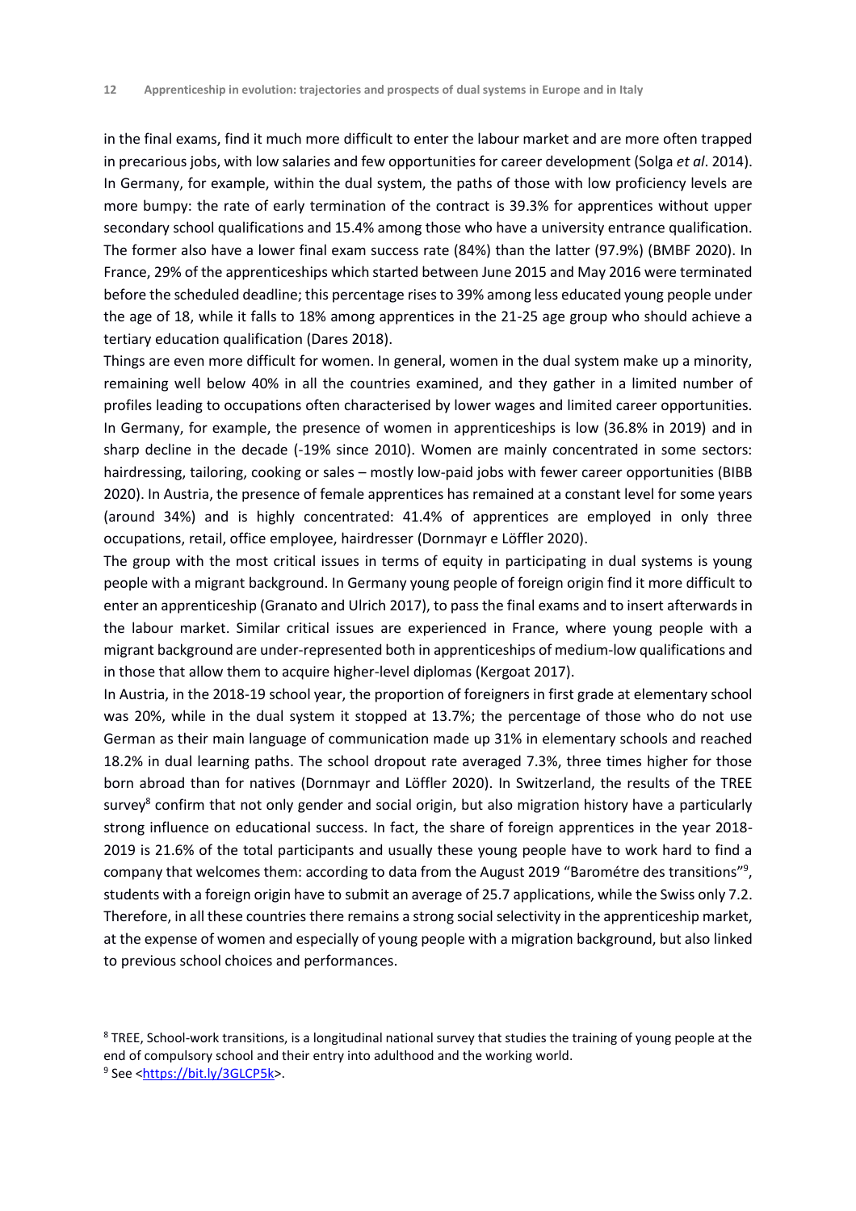in the final exams, find it much more difficult to enter the labour market and are more often trapped in precarious jobs, with low salaries and few opportunities for career development (Solga *et al*. 2014). In Germany, for example, within the dual system, the paths of those with low proficiency levels are more bumpy: the rate of early termination of the contract is 39.3% for apprentices without upper secondary school qualifications and 15.4% among those who have a university entrance qualification. The former also have a lower final exam success rate (84%) than the latter (97.9%) (BMBF 2020). In France, 29% of the apprenticeships which started between June 2015 and May 2016 were terminated before the scheduled deadline; this percentage rises to 39% among less educated young people under the age of 18, while it falls to 18% among apprentices in the 21-25 age group who should achieve a tertiary education qualification (Dares 2018).

Things are even more difficult for women. In general, women in the dual system make up a minority, remaining well below 40% in all the countries examined, and they gather in a limited number of profiles leading to occupations often characterised by lower wages and limited career opportunities. In Germany, for example, the presence of women in apprenticeships is low (36.8% in 2019) and in sharp decline in the decade (-19% since 2010). Women are mainly concentrated in some sectors: hairdressing, tailoring, cooking or sales – mostly low-paid jobs with fewer career opportunities (BIBB 2020). In Austria, the presence of female apprentices has remained at a constant level for some years (around 34%) and is highly concentrated: 41.4% of apprentices are employed in only three occupations, retail, office employee, hairdresser (Dornmayr e Löffler 2020).

The group with the most critical issues in terms of equity in participating in dual systems is young people with a migrant background. In Germany young people of foreign origin find it more difficult to enter an apprenticeship (Granato and Ulrich 2017), to pass the final exams and to insert afterwards in the labour market. Similar critical issues are experienced in France, where young people with a migrant background are under-represented both in apprenticeships of medium-low qualifications and in those that allow them to acquire higher-level diplomas (Kergoat 2017).

In Austria, in the 2018-19 school year, the proportion of foreigners in first grade at elementary school was 20%, while in the dual system it stopped at 13.7%; the percentage of those who do not use German as their main language of communication made up 31% in elementary schools and reached 18.2% in dual learning paths. The school dropout rate averaged 7.3%, three times higher for those born abroad than for natives (Dornmayr and Löffler 2020). In Switzerland, the results of the TREE survey[8] confirm that not only gender and social origin, but also migration history have a particularly strong influence on educational success. In fact, the share of foreign apprentices in the year 2018-2019 is 21.6% of the total participants and usually these young people have to work hard to find a company that welcomes them: according to data from the August 2019 "Barométre des transitions"[9], students with a foreign origin have to submit an average of 25.7 applications, while the Swiss only 7.2. Therefore, in all these countries there remains a strong social selectivity in the apprenticeship market, at the expense of women and especially of young people with a migration background, but also linked to previous school choices and performances.

[8] TREE, School-work transitions, is a longitudinal national survey that studies the training of young people at the end of compulsory school and their entry into adulthood and the working world.

[9] See <https://bit.ly/3GLCP5k>.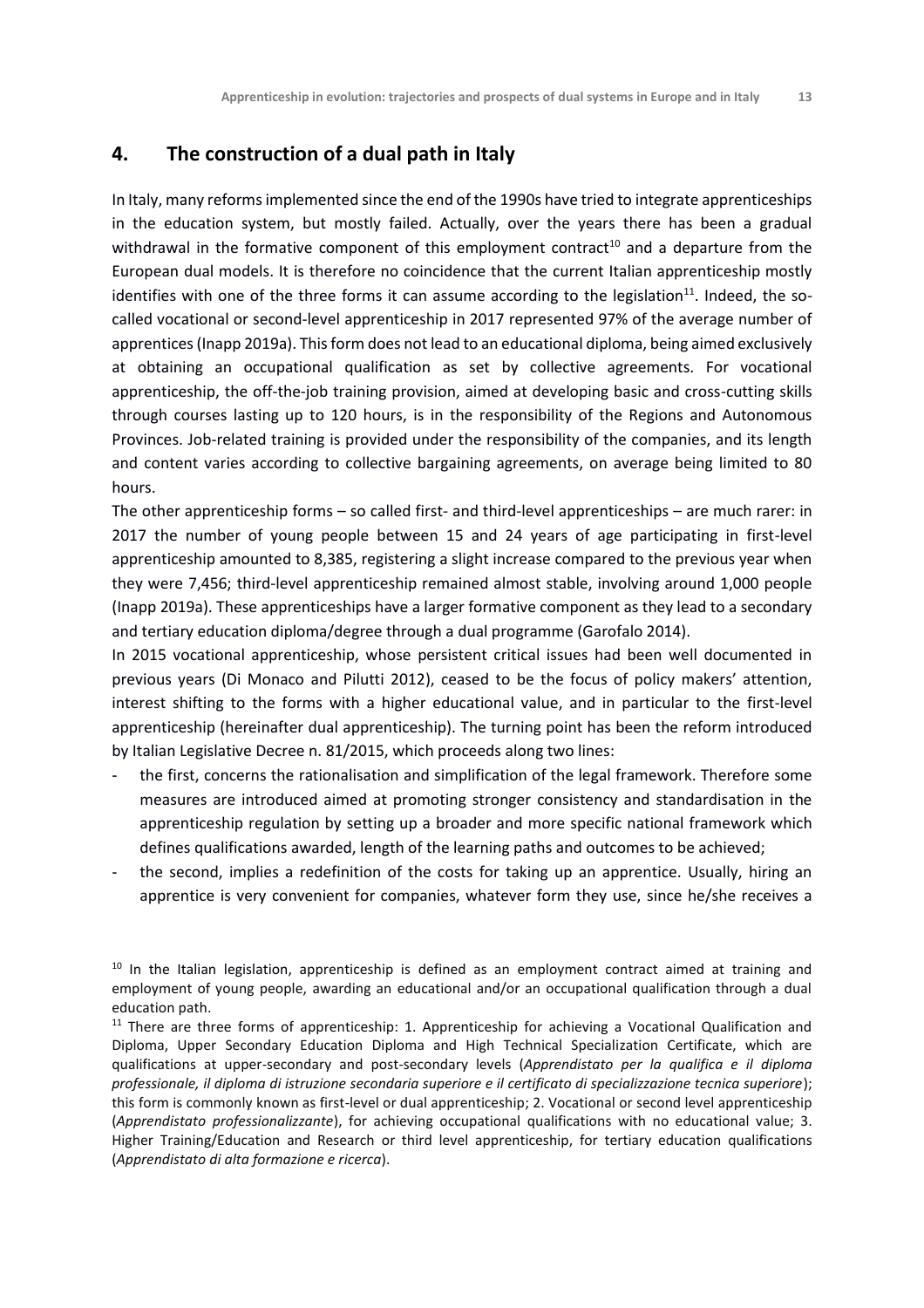## 4. The construction of a dual path in Italy

In Italy, many reforms implemented since the end of the 1990s have tried to integrate apprenticeships in the education system, but mostly failed. Actually, over the years there has been a gradual withdrawal in the formative component of this employment contract[10] and a departure from the European dual models. It is therefore no coincidence that the current Italian apprenticeship mostly identifies with one of the three forms it can assume according to the legislation[11]. Indeed, the so-called vocational or second-level apprenticeship in 2017 represented 97% of the average number of apprentices (Inapp 2019a). This form does not lead to an educational diploma, being aimed exclusively at obtaining an occupational qualification as set by collective agreements. For vocational apprenticeship, the off-the-job training provision, aimed at developing basic and cross-cutting skills through courses lasting up to 120 hours, is in the responsibility of the Regions and Autonomous Provinces. Job-related training is provided under the responsibility of the companies, and its length and content varies according to collective bargaining agreements, on average being limited to 80 hours.

The other apprenticeship forms – so called first- and third-level apprenticeships – are much rarer: in 2017 the number of young people between 15 and 24 years of age participating in first-level apprenticeship amounted to 8,385, registering a slight increase compared to the previous year when they were 7,456; third-level apprenticeship remained almost stable, involving around 1,000 people (Inapp 2019a). These apprenticeships have a larger formative component as they lead to a secondary and tertiary education diploma/degree through a dual programme (Garofalo 2014).

In 2015 vocational apprenticeship, whose persistent critical issues had been well documented in previous years (Di Monaco and Pilutti 2012), ceased to be the focus of policy makers' attention, interest shifting to the forms with a higher educational value, and in particular to the first-level apprenticeship (hereinafter dual apprenticeship). The turning point has been the reform introduced by Italian Legislative Decree n. 81/2015, which proceeds along two lines:

- the first, concerns the rationalisation and simplification of the legal framework. Therefore some measures are introduced aimed at promoting stronger consistency and standardisation in the apprenticeship regulation by setting up a broader and more specific national framework which defines qualifications awarded, length of the learning paths and outcomes to be achieved;
- the second, implies a redefinition of the costs for taking up an apprentice. Usually, hiring an apprentice is very convenient for companies, whatever form they use, since he/she receives a

[10] In the Italian legislation, apprenticeship is defined as an employment contract aimed at training and employment of young people, awarding an educational and/or an occupational qualification through a dual education path.

[11] There are three forms of apprenticeship: 1. Apprenticeship for achieving a Vocational Qualification and Diploma, Upper Secondary Education Diploma and High Technical Specialization Certificate, which are qualifications at upper-secondary and post-secondary levels (*Apprendistato per la qualifica e il diploma professionale, il diploma di istruzione secondaria superiore e il certificato di specializzazione tecnica superiore*); this form is commonly known as first-level or dual apprenticeship; 2. Vocational or second level apprenticeship (*Apprendistato professionalizzante*), for achieving occupational qualifications with no educational value; 3. Higher Training/Education and Research or third level apprenticeship, for tertiary education qualifications (*Apprendistato di alta formazione e ricerca*).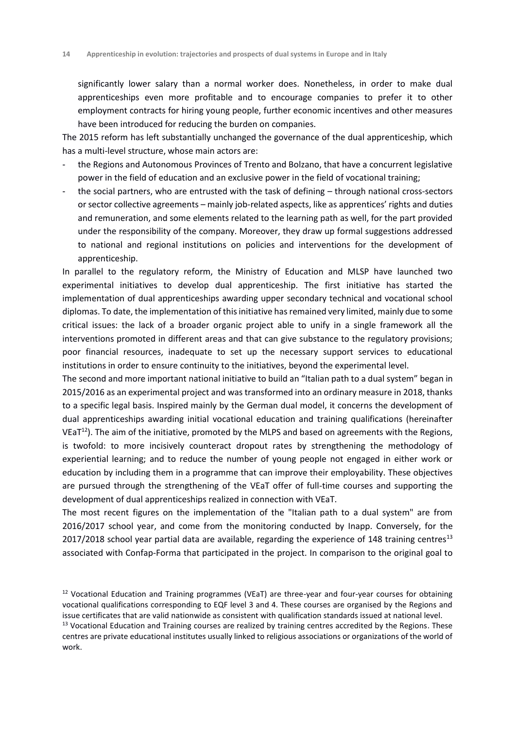significantly lower salary than a normal worker does. Nonetheless, in order to make dual apprenticeships even more profitable and to encourage companies to prefer it to other employment contracts for hiring young people, further economic incentives and other measures have been introduced for reducing the burden on companies.

The 2015 reform has left substantially unchanged the governance of the dual apprenticeship, which has a multi-level structure, whose main actors are:

- the Regions and Autonomous Provinces of Trento and Bolzano, that have a concurrent legislative power in the field of education and an exclusive power in the field of vocational training;
- the social partners, who are entrusted with the task of defining – through national cross-sectors or sector collective agreements – mainly job-related aspects, like as apprentices' rights and duties and remuneration, and some elements related to the learning path as well, for the part provided under the responsibility of the company. Moreover, they draw up formal suggestions addressed to national and regional institutions on policies and interventions for the development of apprenticeship.

In parallel to the regulatory reform, the Ministry of Education and MLSP have launched two experimental initiatives to develop dual apprenticeship. The first initiative has started the implementation of dual apprenticeships awarding upper secondary technical and vocational school diplomas. To date, the implementation of this initiative has remained very limited, mainly due to some critical issues: the lack of a broader organic project able to unify in a single framework all the interventions promoted in different areas and that can give substance to the regulatory provisions; poor financial resources, inadequate to set up the necessary support services to educational institutions in order to ensure continuity to the initiatives, beyond the experimental level.

The second and more important national initiative to build an "Italian path to a dual system" began in 2015/2016 as an experimental project and was transformed into an ordinary measure in 2018, thanks to a specific legal basis. Inspired mainly by the German dual model, it concerns the development of dual apprenticeships awarding initial vocational education and training qualifications (hereinafter VEaT[12]). The aim of the initiative, promoted by the MLPS and based on agreements with the Regions, is twofold: to more incisively counteract dropout rates by strengthening the methodology of experiential learning; and to reduce the number of young people not engaged in either work or education by including them in a programme that can improve their employability. These objectives are pursued through the strengthening of the VEaT offer of full-time courses and supporting the development of dual apprenticeships realized in connection with VEaT.

The most recent figures on the implementation of the "Italian path to a dual system" are from 2016/2017 school year, and come from the monitoring conducted by Inapp. Conversely, for the 2017/2018 school year partial data are available, regarding the experience of 148 training centres[13] associated with Confap-Forma that participated in the project. In comparison to the original goal to

[12] Vocational Education and Training programmes (VEaT) are three-year and four-year courses for obtaining vocational qualifications corresponding to EQF level 3 and 4. These courses are organised by the Regions and issue certificates that are valid nationwide as consistent with qualification standards issued at national level.

[13] Vocational Education and Training courses are realized by training centres accredited by the Regions. These centres are private educational institutes usually linked to religious associations or organizations of the world of work.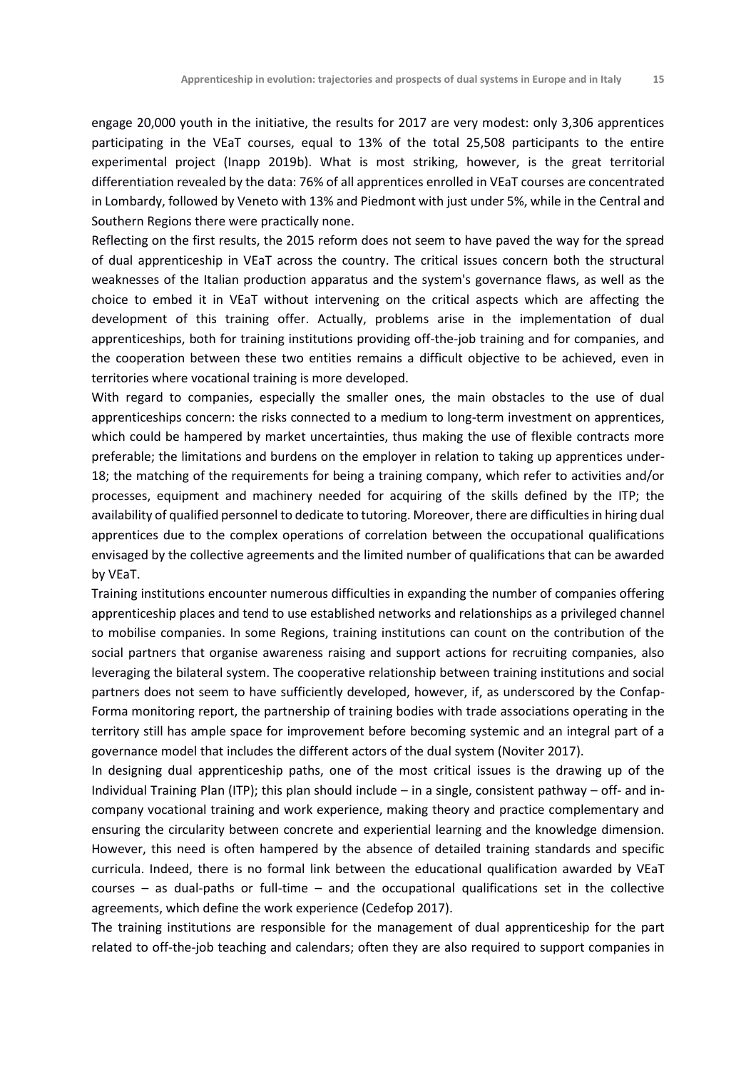engage 20,000 youth in the initiative, the results for 2017 are very modest: only 3,306 apprentices participating in the VEaT courses, equal to 13% of the total 25,508 participants to the entire experimental project (Inapp 2019b). What is most striking, however, is the great territorial differentiation revealed by the data: 76% of all apprentices enrolled in VEaT courses are concentrated in Lombardy, followed by Veneto with 13% and Piedmont with just under 5%, while in the Central and Southern Regions there were practically none.

Reflecting on the first results, the 2015 reform does not seem to have paved the way for the spread of dual apprenticeship in VEaT across the country. The critical issues concern both the structural weaknesses of the Italian production apparatus and the system's governance flaws, as well as the choice to embed it in VEaT without intervening on the critical aspects which are affecting the development of this training offer. Actually, problems arise in the implementation of dual apprenticeships, both for training institutions providing off-the-job training and for companies, and the cooperation between these two entities remains a difficult objective to be achieved, even in territories where vocational training is more developed.

With regard to companies, especially the smaller ones, the main obstacles to the use of dual apprenticeships concern: the risks connected to a medium to long-term investment on apprentices, which could be hampered by market uncertainties, thus making the use of flexible contracts more preferable; the limitations and burdens on the employer in relation to taking up apprentices under-18; the matching of the requirements for being a training company, which refer to activities and/or processes, equipment and machinery needed for acquiring of the skills defined by the ITP; the availability of qualified personnel to dedicate to tutoring. Moreover, there are difficulties in hiring dual apprentices due to the complex operations of correlation between the occupational qualifications envisaged by the collective agreements and the limited number of qualifications that can be awarded by VEaT.

Training institutions encounter numerous difficulties in expanding the number of companies offering apprenticeship places and tend to use established networks and relationships as a privileged channel to mobilise companies. In some Regions, training institutions can count on the contribution of the social partners that organise awareness raising and support actions for recruiting companies, also leveraging the bilateral system. The cooperative relationship between training institutions and social partners does not seem to have sufficiently developed, however, if, as underscored by the Confap-Forma monitoring report, the partnership of training bodies with trade associations operating in the territory still has ample space for improvement before becoming systemic and an integral part of a governance model that includes the different actors of the dual system (Noviter 2017).

In designing dual apprenticeship paths, one of the most critical issues is the drawing up of the Individual Training Plan (ITP); this plan should include – in a single, consistent pathway – off- and in-company vocational training and work experience, making theory and practice complementary and ensuring the circularity between concrete and experiential learning and the knowledge dimension. However, this need is often hampered by the absence of detailed training standards and specific curricula. Indeed, there is no formal link between the educational qualification awarded by VEaT courses – as dual-paths or full-time – and the occupational qualifications set in the collective agreements, which define the work experience (Cedefop 2017).

The training institutions are responsible for the management of dual apprenticeship for the part related to off-the-job teaching and calendars; often they are also required to support companies in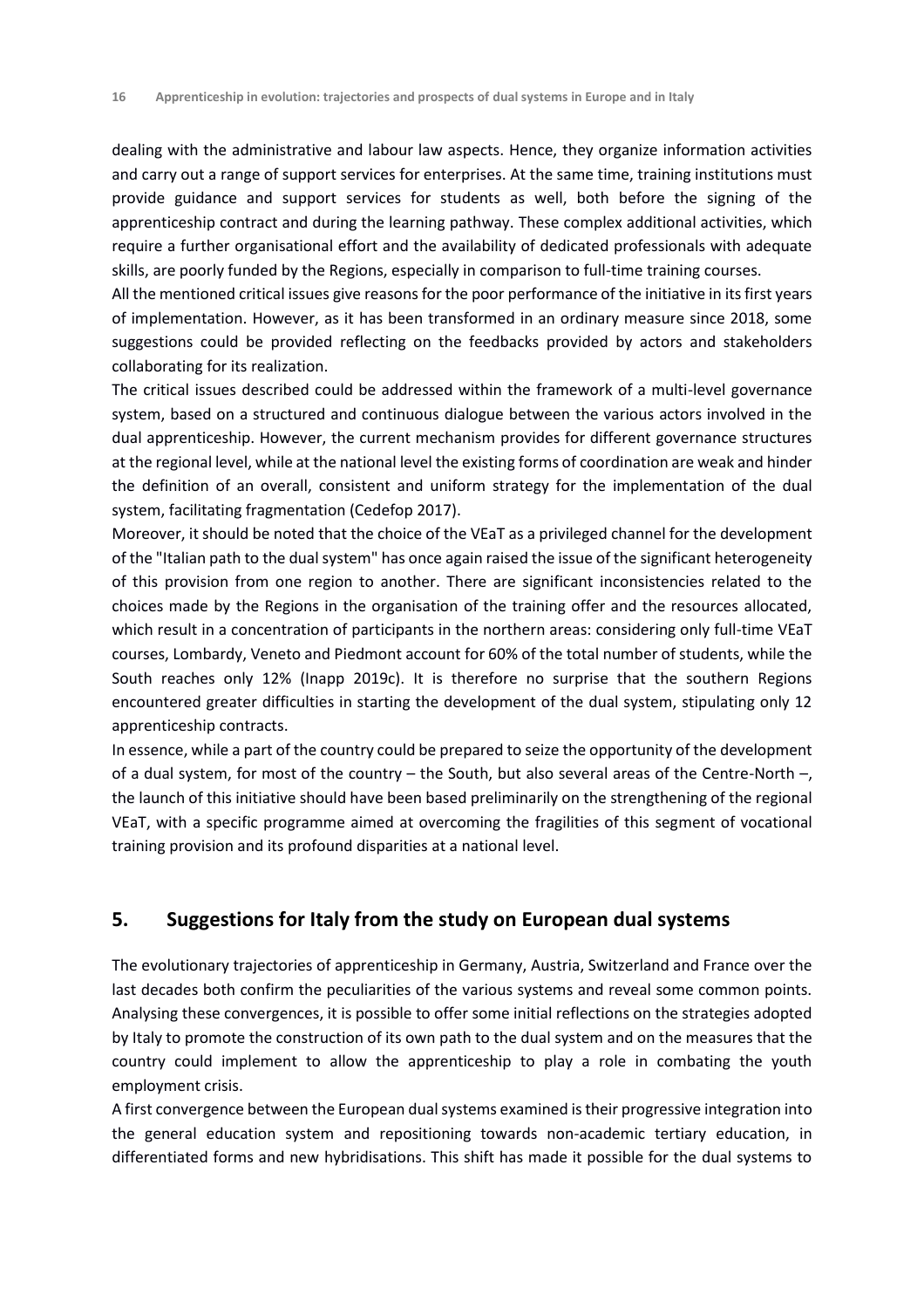dealing with the administrative and labour law aspects. Hence, they organize information activities and carry out a range of support services for enterprises. At the same time, training institutions must provide guidance and support services for students as well, both before the signing of the apprenticeship contract and during the learning pathway. These complex additional activities, which require a further organisational effort and the availability of dedicated professionals with adequate skills, are poorly funded by the Regions, especially in comparison to full-time training courses.

All the mentioned critical issues give reasons for the poor performance of the initiative in its first years of implementation. However, as it has been transformed in an ordinary measure since 2018, some suggestions could be provided reflecting on the feedbacks provided by actors and stakeholders collaborating for its realization.

The critical issues described could be addressed within the framework of a multi-level governance system, based on a structured and continuous dialogue between the various actors involved in the dual apprenticeship. However, the current mechanism provides for different governance structures at the regional level, while at the national level the existing forms of coordination are weak and hinder the definition of an overall, consistent and uniform strategy for the implementation of the dual system, facilitating fragmentation (Cedefop 2017).

Moreover, it should be noted that the choice of the VEaT as a privileged channel for the development of the "Italian path to the dual system" has once again raised the issue of the significant heterogeneity of this provision from one region to another. There are significant inconsistencies related to the choices made by the Regions in the organisation of the training offer and the resources allocated, which result in a concentration of participants in the northern areas: considering only full-time VEaT courses, Lombardy, Veneto and Piedmont account for 60% of the total number of students, while the South reaches only 12% (Inapp 2019c). It is therefore no surprise that the southern Regions encountered greater difficulties in starting the development of the dual system, stipulating only 12 apprenticeship contracts.

In essence, while a part of the country could be prepared to seize the opportunity of the development of a dual system, for most of the country – the South, but also several areas of the Centre-North –, the launch of this initiative should have been based preliminarily on the strengthening of the regional VEaT, with a specific programme aimed at overcoming the fragilities of this segment of vocational training provision and its profound disparities at a national level.

## 5. Suggestions for Italy from the study on European dual systems

The evolutionary trajectories of apprenticeship in Germany, Austria, Switzerland and France over the last decades both confirm the peculiarities of the various systems and reveal some common points. Analysing these convergences, it is possible to offer some initial reflections on the strategies adopted by Italy to promote the construction of its own path to the dual system and on the measures that the country could implement to allow the apprenticeship to play a role in combating the youth employment crisis.

A first convergence between the European dual systems examined is their progressive integration into the general education system and repositioning towards non-academic tertiary education, in differentiated forms and new hybridisations. This shift has made it possible for the dual systems to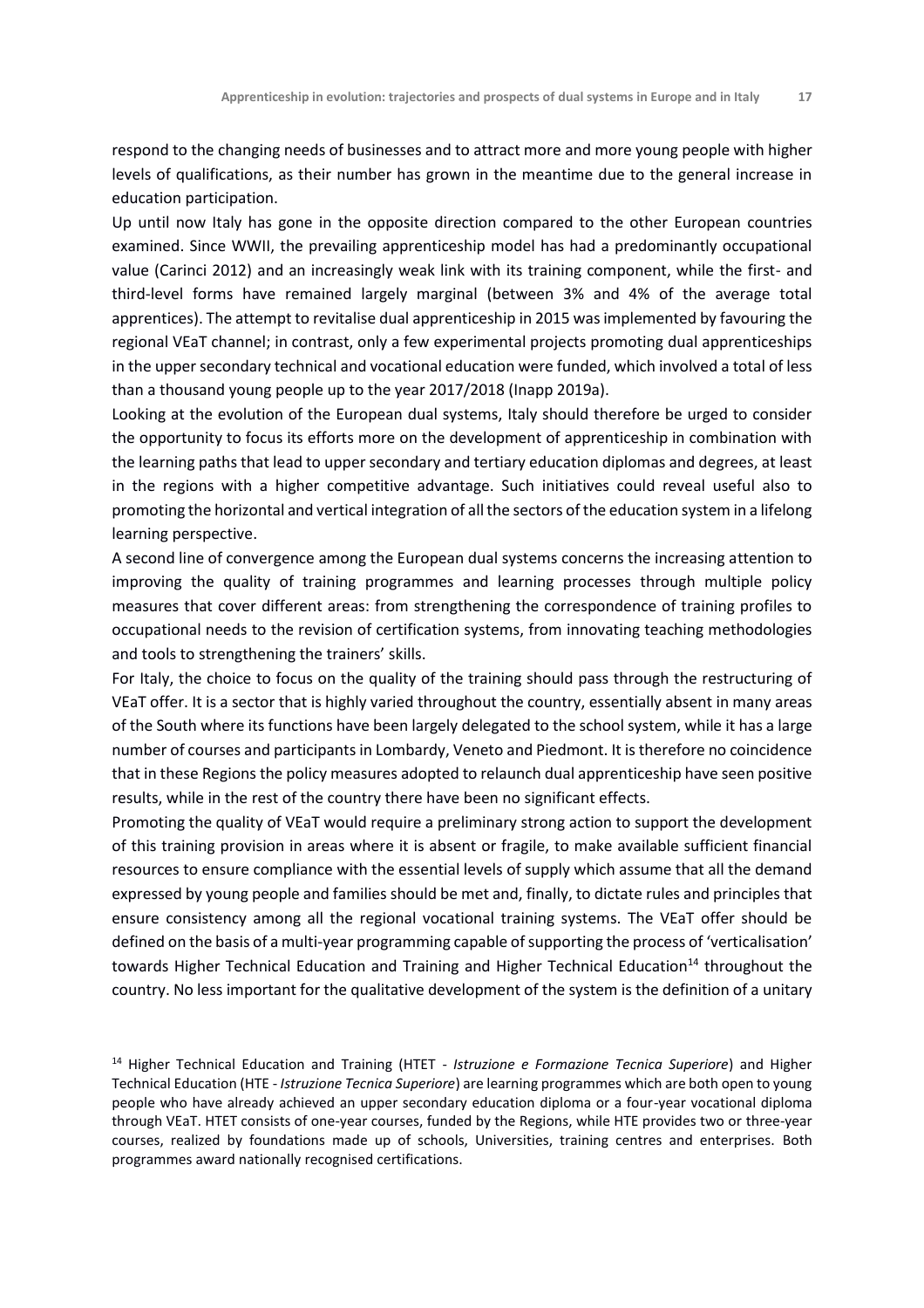respond to the changing needs of businesses and to attract more and more young people with higher levels of qualifications, as their number has grown in the meantime due to the general increase in education participation.

Up until now Italy has gone in the opposite direction compared to the other European countries examined. Since WWII, the prevailing apprenticeship model has had a predominantly occupational value (Carinci 2012) and an increasingly weak link with its training component, while the first- and third-level forms have remained largely marginal (between 3% and 4% of the average total apprentices). The attempt to revitalise dual apprenticeship in 2015 was implemented by favouring the regional VEaT channel; in contrast, only a few experimental projects promoting dual apprenticeships in the upper secondary technical and vocational education were funded, which involved a total of less than a thousand young people up to the year 2017/2018 (Inapp 2019a).

Looking at the evolution of the European dual systems, Italy should therefore be urged to consider the opportunity to focus its efforts more on the development of apprenticeship in combination with the learning paths that lead to upper secondary and tertiary education diplomas and degrees, at least in the regions with a higher competitive advantage. Such initiatives could reveal useful also to promoting the horizontal and vertical integration of all the sectors of the education system in a lifelong learning perspective.

A second line of convergence among the European dual systems concerns the increasing attention to improving the quality of training programmes and learning processes through multiple policy measures that cover different areas: from strengthening the correspondence of training profiles to occupational needs to the revision of certification systems, from innovating teaching methodologies and tools to strengthening the trainers' skills.

For Italy, the choice to focus on the quality of the training should pass through the restructuring of VEaT offer. It is a sector that is highly varied throughout the country, essentially absent in many areas of the South where its functions have been largely delegated to the school system, while it has a large number of courses and participants in Lombardy, Veneto and Piedmont. It is therefore no coincidence that in these Regions the policy measures adopted to relaunch dual apprenticeship have seen positive results, while in the rest of the country there have been no significant effects.

Promoting the quality of VEaT would require a preliminary strong action to support the development of this training provision in areas where it is absent or fragile, to make available sufficient financial resources to ensure compliance with the essential levels of supply which assume that all the demand expressed by young people and families should be met and, finally, to dictate rules and principles that ensure consistency among all the regional vocational training systems. The VEaT offer should be defined on the basis of a multi-year programming capable of supporting the process of 'verticalisation' towards Higher Technical Education and Training and Higher Technical Education[14] throughout the country. No less important for the qualitative development of the system is the definition of a unitary

[14] Higher Technical Education and Training (HTET - *Istruzione e Formazione Tecnica Superiore*) and Higher Technical Education (HTE - *Istruzione Tecnica Superiore*) are learning programmes which are both open to young people who have already achieved an upper secondary education diploma or a four-year vocational diploma through VEaT. HTET consists of one-year courses, funded by the Regions, while HTE provides two or three-year courses, realized by foundations made up of schools, Universities, training centres and enterprises. Both programmes award nationally recognised certifications.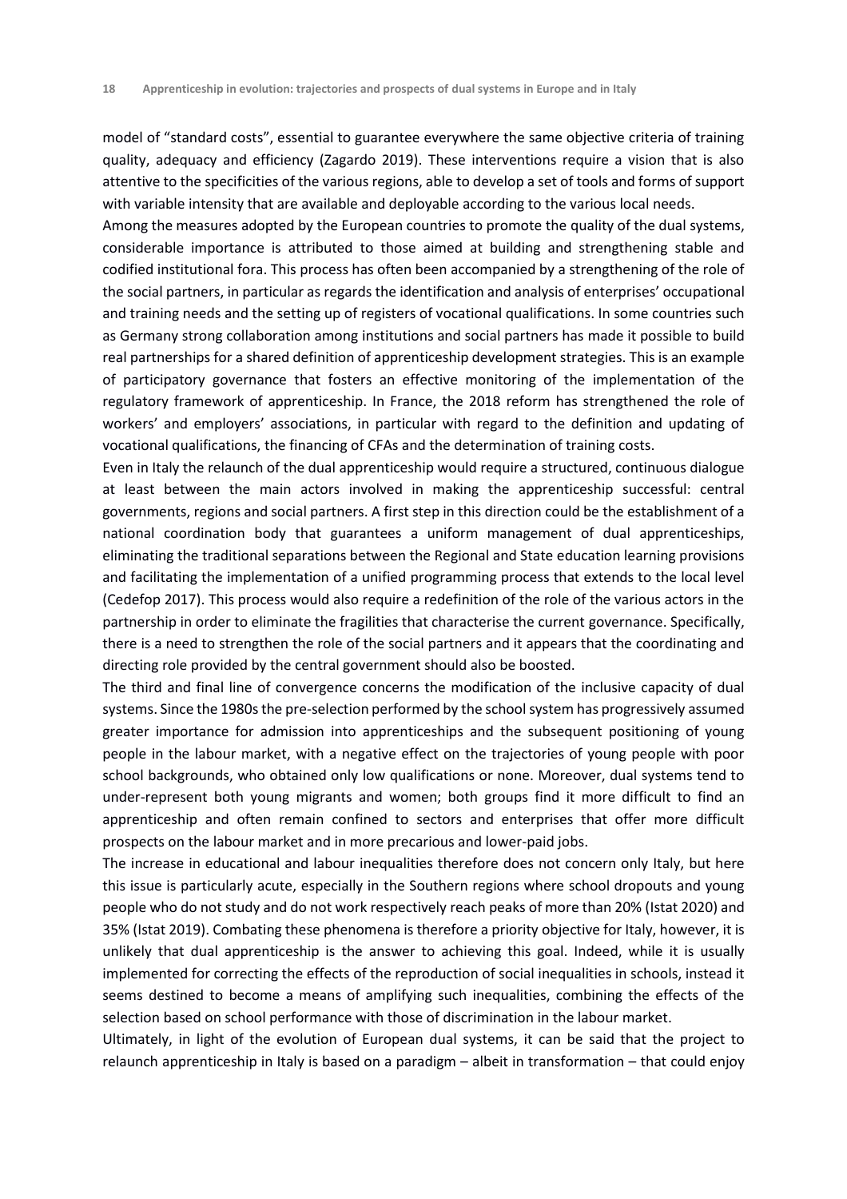model of "standard costs", essential to guarantee everywhere the same objective criteria of training quality, adequacy and efficiency (Zagardo 2019). These interventions require a vision that is also attentive to the specificities of the various regions, able to develop a set of tools and forms of support with variable intensity that are available and deployable according to the various local needs.

Among the measures adopted by the European countries to promote the quality of the dual systems, considerable importance is attributed to those aimed at building and strengthening stable and codified institutional fora. This process has often been accompanied by a strengthening of the role of the social partners, in particular as regards the identification and analysis of enterprises' occupational and training needs and the setting up of registers of vocational qualifications. In some countries such as Germany strong collaboration among institutions and social partners has made it possible to build real partnerships for a shared definition of apprenticeship development strategies. This is an example of participatory governance that fosters an effective monitoring of the implementation of the regulatory framework of apprenticeship. In France, the 2018 reform has strengthened the role of workers' and employers' associations, in particular with regard to the definition and updating of vocational qualifications, the financing of CFAs and the determination of training costs.

Even in Italy the relaunch of the dual apprenticeship would require a structured, continuous dialogue at least between the main actors involved in making the apprenticeship successful: central governments, regions and social partners. A first step in this direction could be the establishment of a national coordination body that guarantees a uniform management of dual apprenticeships, eliminating the traditional separations between the Regional and State education learning provisions and facilitating the implementation of a unified programming process that extends to the local level (Cedefop 2017). This process would also require a redefinition of the role of the various actors in the partnership in order to eliminate the fragilities that characterise the current governance. Specifically, there is a need to strengthen the role of the social partners and it appears that the coordinating and directing role provided by the central government should also be boosted.

The third and final line of convergence concerns the modification of the inclusive capacity of dual systems. Since the 1980s the pre-selection performed by the school system has progressively assumed greater importance for admission into apprenticeships and the subsequent positioning of young people in the labour market, with a negative effect on the trajectories of young people with poor school backgrounds, who obtained only low qualifications or none. Moreover, dual systems tend to under-represent both young migrants and women; both groups find it more difficult to find an apprenticeship and often remain confined to sectors and enterprises that offer more difficult prospects on the labour market and in more precarious and lower-paid jobs.

The increase in educational and labour inequalities therefore does not concern only Italy, but here this issue is particularly acute, especially in the Southern regions where school dropouts and young people who do not study and do not work respectively reach peaks of more than 20% (Istat 2020) and 35% (Istat 2019). Combating these phenomena is therefore a priority objective for Italy, however, it is unlikely that dual apprenticeship is the answer to achieving this goal. Indeed, while it is usually implemented for correcting the effects of the reproduction of social inequalities in schools, instead it seems destined to become a means of amplifying such inequalities, combining the effects of the selection based on school performance with those of discrimination in the labour market.

Ultimately, in light of the evolution of European dual systems, it can be said that the project to relaunch apprenticeship in Italy is based on a paradigm – albeit in transformation – that could enjoy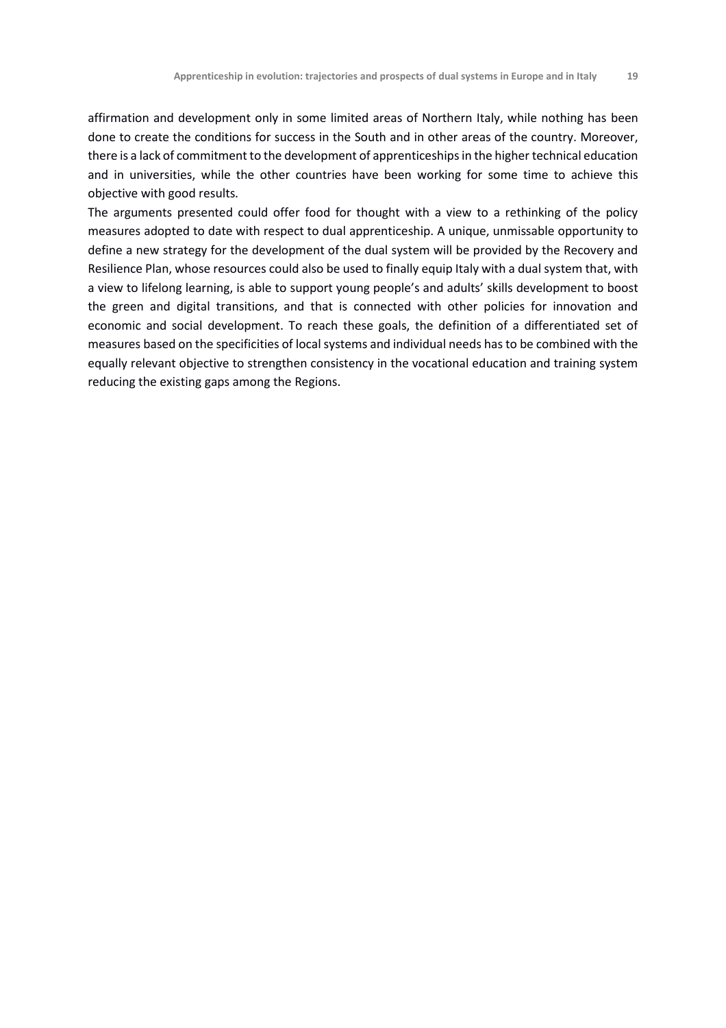affirmation and development only in some limited areas of Northern Italy, while nothing has been done to create the conditions for success in the South and in other areas of the country. Moreover, there is a lack of commitment to the development of apprenticeships in the higher technical education and in universities, while the other countries have been working for some time to achieve this objective with good results.

The arguments presented could offer food for thought with a view to a rethinking of the policy measures adopted to date with respect to dual apprenticeship. A unique, unmissable opportunity to define a new strategy for the development of the dual system will be provided by the Recovery and Resilience Plan, whose resources could also be used to finally equip Italy with a dual system that, with a view to lifelong learning, is able to support young people's and adults' skills development to boost the green and digital transitions, and that is connected with other policies for innovation and economic and social development. To reach these goals, the definition of a differentiated set of measures based on the specificities of local systems and individual needs has to be combined with the equally relevant objective to strengthen consistency in the vocational education and training system reducing the existing gaps among the Regions.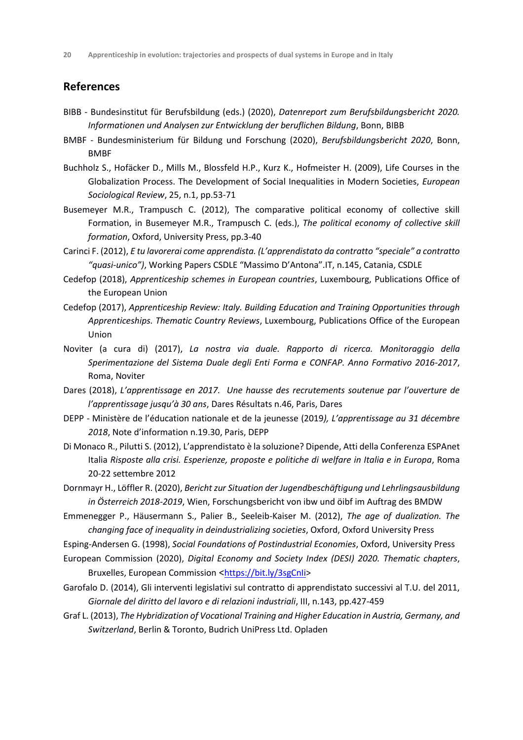## References

BIBB - Bundesinstitut für Berufsbildung (eds.) (2020), *Datenreport zum Berufsbildungsbericht 2020. Informationen und Analysen zur Entwicklung der beruflichen Bildung*, Bonn, BIBB

BMBF - Bundesministerium für Bildung und Forschung (2020), *Berufsbildungsbericht 2020*, Bonn, BMBF

Buchholz S., Hofäcker D., Mills M., Blossfeld H.P., Kurz K., Hofmeister H. (2009), Life Courses in the Globalization Process. The Development of Social Inequalities in Modern Societies, *European Sociological Review*, 25, n.1, pp.53-71

Busemeyer M.R., Trampusch C. (2012), The comparative political economy of collective skill Formation, in Busemeyer M.R., Trampusch C. (eds.), *The political economy of collective skill formation*, Oxford, University Press, pp.3-40

Carinci F. (2012), *E tu lavorerai come apprendista. (L'apprendistato da contratto "speciale" a contratto "quasi-unico")*, Working Papers CSDLE "Massimo D'Antona".IT, n.145, Catania, CSDLE

Cedefop (2018), *Apprenticeship schemes in European countries*, Luxembourg, Publications Office of the European Union

Cedefop (2017), *Apprenticeship Review: Italy. Building Education and Training Opportunities through Apprenticeships. Thematic Country Reviews*, Luxembourg, Publications Office of the European Union

Noviter (a cura di) (2017), *La nostra via duale. Rapporto di ricerca. Monitoraggio della Sperimentazione del Sistema Duale degli Enti Forma e CONFAP. Anno Formativo 2016-2017*, Roma, Noviter

Dares (2018), *L'apprentissage en 2017. Une hausse des recrutements soutenue par l'ouverture de l'apprentissage jusqu'à 30 ans*, Dares Résultats n.46, Paris, Dares

DEPP - Ministère de l'éducation nationale et de la jeunesse (2019*), L'apprentissage au 31 décembre 2018*, Note d'information n.19.30, Paris, DEPP

Di Monaco R., Pilutti S. (2012), L'apprendistato è la soluzione? Dipende, Atti della Conferenza ESPAnet Italia *Risposte alla crisi. Esperienze, proposte e politiche di welfare in Italia e in Europa*, Roma 20-22 settembre 2012

Dornmayr H., Löffler R. (2020), *Bericht zur Situation der Jugendbeschäftigung und Lehrlingsausbildung in Österreich 2018-2019*, Wien, Forschungsbericht von ibw und öibf im Auftrag des BMDW

Emmenegger P., Häusermann S., Palier B., Seeleib-Kaiser M. (2012), *The age of dualization. The changing face of inequality in deindustrializing societies*, Oxford, Oxford University Press

Esping-Andersen G. (1998), *Social Foundations of Postindustrial Economies*, Oxford, University Press

European Commission (2020), *Digital Economy and Society Index (DESI) 2020. Thematic chapters*, Bruxelles, European Commission <https://bit.ly/3sgCnli>

Garofalo D. (2014), Gli interventi legislativi sul contratto di apprendistato successivi al T.U. del 2011, *Giornale del diritto del lavoro e di relazioni industriali*, III, n.143, pp.427-459

Graf L. (2013), *The Hybridization of Vocational Training and Higher Education in Austria, Germany, and Switzerland*, Berlin & Toronto, Budrich UniPress Ltd. Opladen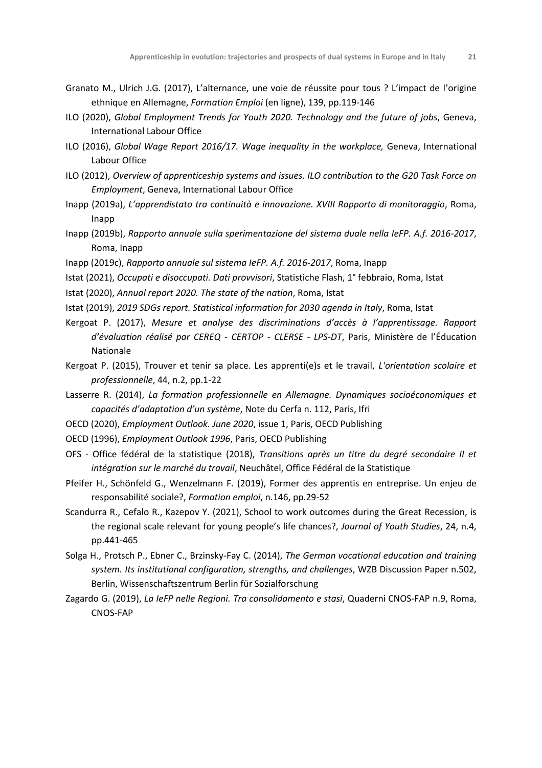Granato M., Ulrich J.G. (2017), L'alternance, une voie de réussite pour tous ? L'impact de l'origine ethnique en Allemagne, *Formation Emploi* (en ligne), 139, pp.119-146

ILO (2020), *Global Employment Trends for Youth 2020. Technology and the future of jobs*, Geneva, International Labour Office

ILO (2016), *Global Wage Report 2016/17. Wage inequality in the workplace,* Geneva, International Labour Office

ILO (2012), *Overview of apprenticeship systems and issues. ILO contribution to the G20 Task Force on Employment*, Geneva, International Labour Office

Inapp (2019a), *L'apprendistato tra continuità e innovazione. XVIII Rapporto di monitoraggio*, Roma, Inapp

Inapp (2019b), *Rapporto annuale sulla sperimentazione del sistema duale nella IeFP. A.f. 2016-2017*, Roma, Inapp

Inapp (2019c), *Rapporto annuale sul sistema IeFP. A.f. 2016-2017*, Roma, Inapp

Istat (2021), *Occupati e disoccupati. Dati provvisori*, Statistiche Flash, 1° febbraio, Roma, Istat

Istat (2020), *Annual report 2020. The state of the nation*, Roma, Istat

Istat (2019), *2019 SDGs report. Statistical information for 2030 agenda in Italy*, Roma, Istat

Kergoat P. (2017), *Mesure et analyse des discriminations d'accès à l'apprentissage. Rapport d'évaluation réalisé par CEREQ - CERTOP - CLERSE - LPS-DT*, Paris, Ministère de l'Éducation Nationale

Kergoat P. (2015), Trouver et tenir sa place. Les apprenti(e)s et le travail, *L'orientation scolaire et professionnelle*, 44, n.2, pp.1-22

Lasserre R. (2014), *La formation professionnelle en Allemagne. Dynamiques socioéconomiques et capacités d'adaptation d'un système*, Note du Cerfa n. 112, Paris, Ifri

OECD (2020), *Employment Outlook. June 2020*, issue 1, Paris, OECD Publishing

OECD (1996), *Employment Outlook 1996*, Paris, OECD Publishing

OFS - Office fédéral de la statistique (2018), *Transitions après un titre du degré secondaire II et intégration sur le marché du travail*, Neuchâtel, Office Fédéral de la Statistique

Pfeifer H., Schönfeld G., Wenzelmann F. (2019), Former des apprentis en entreprise. Un enjeu de responsabilité sociale?, *Formation emploi*, n.146, pp.29-52

Scandurra R., Cefalo R., Kazepov Y. (2021), School to work outcomes during the Great Recession, is the regional scale relevant for young people's life chances?, *Journal of Youth Studies*, 24, n.4, pp.441-465

Solga H., Protsch P., Ebner C., Brzinsky-Fay C. (2014), *The German vocational education and training system. Its institutional configuration, strengths, and challenges*, WZB Discussion Paper n.502, Berlin, Wissenschaftszentrum Berlin für Sozialforschung

Zagardo G. (2019), *La IeFP nelle Regioni. Tra consolidamento e stasi*, Quaderni CNOS-FAP n.9, Roma, CNOS-FAP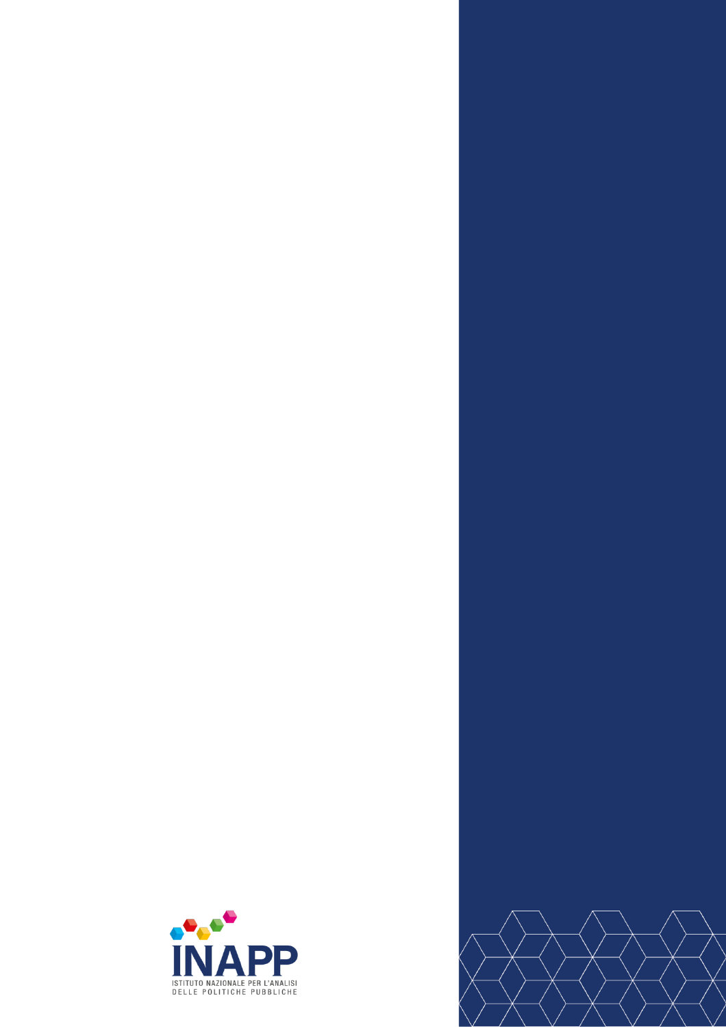INAPP

ISTITUTO NAZIONALE PER L'ANALISI DELLE POLITICHE PUBBLICHE